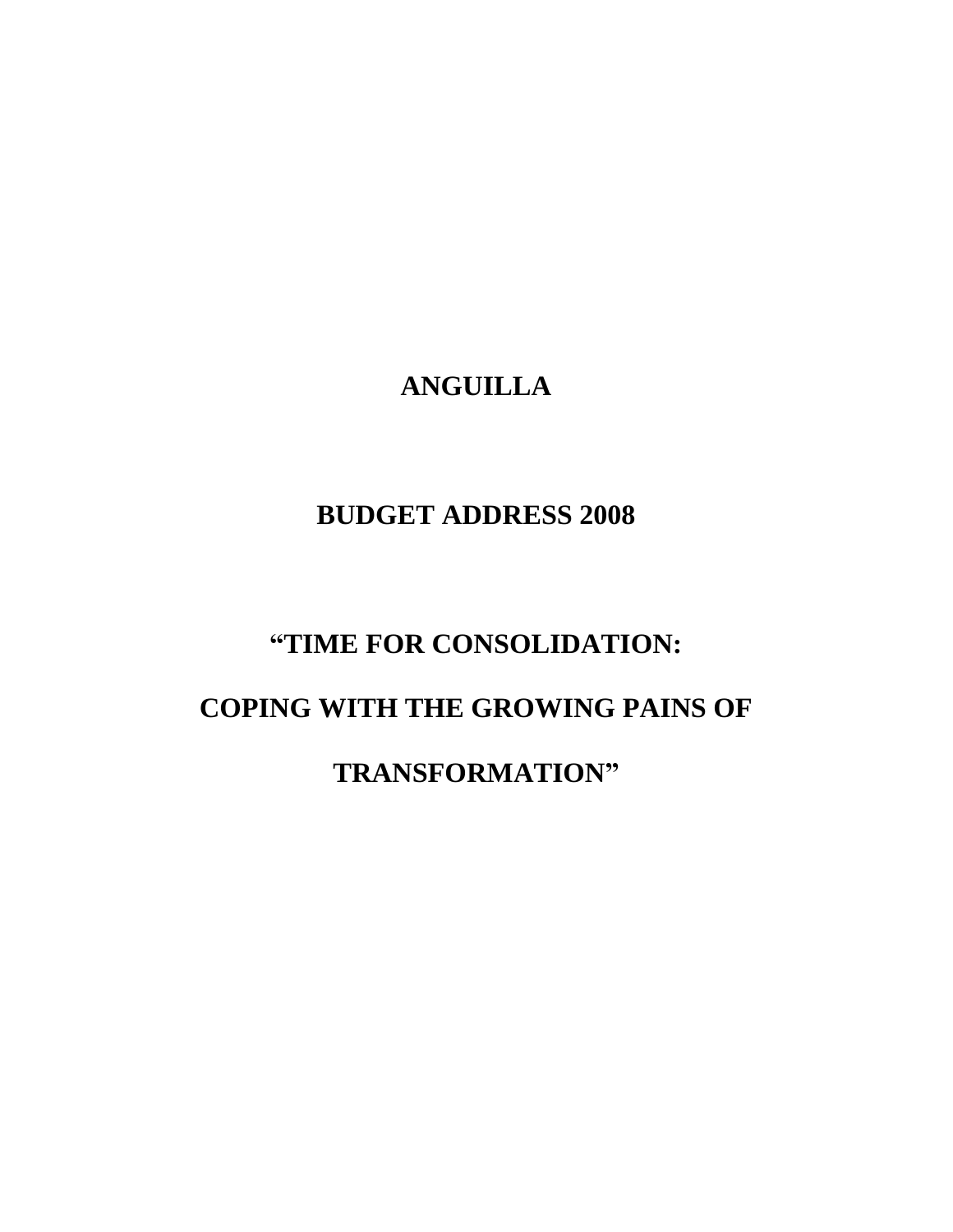# ANGUILLA

## BUDGET ADDRESS 2008

## "TIME FOR CONSOLIDATION:

## COPING WITH THE GROWING PAINS OF

## TRANSFORMATION"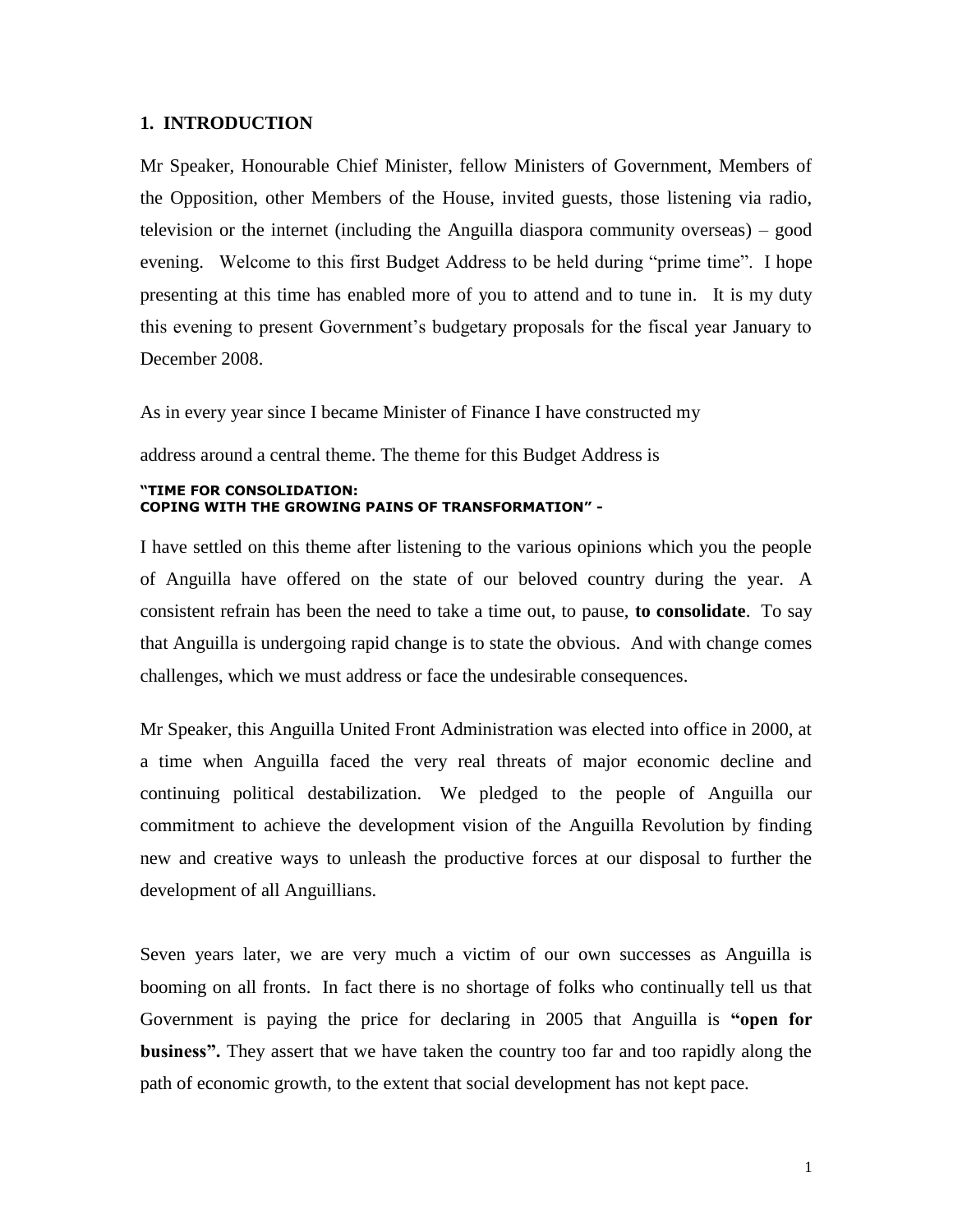## 1. INTRODUCTION

Mr Speaker, Honourable Chief Minister, fellow Ministers of Government, Members of the Opposition, other Members of the House, invited guests, those listening via radio, television or the internet (including the Anguilla diaspora community overseas) – good evening. Welcome to this first Budget Address to be held during "prime time". I hope presenting at this time has enabled more of you to attend and to tune in. It is my duty this evening to present Government's budgetary proposals for the fiscal year January to December 2008.

As in every year since I became Minister of Finance I have constructed my address around a central theme. The theme for this Budget Address is

**"TIME FOR CONSOLIDATION:
COPING WITH THE GROWING PAINS OF TRANSFORMATION" -**

I have settled on this theme after listening to the various opinions which you the people of Anguilla have offered on the state of our beloved country during the year. A consistent refrain has been the need to take a time out, to pause, **to consolidate**. To say that Anguilla is undergoing rapid change is to state the obvious. And with change comes challenges, which we must address or face the undesirable consequences.

Mr Speaker, this Anguilla United Front Administration was elected into office in 2000, at a time when Anguilla faced the very real threats of major economic decline and continuing political destabilization. We pledged to the people of Anguilla our commitment to achieve the development vision of the Anguilla Revolution by finding new and creative ways to unleash the productive forces at our disposal to further the development of all Anguillians.

Seven years later, we are very much a victim of our own successes as Anguilla is booming on all fronts. In fact there is no shortage of folks who continually tell us that Government is paying the price for declaring in 2005 that Anguilla is **"open for business".** They assert that we have taken the country too far and too rapidly along the path of economic growth, to the extent that social development has not kept pace.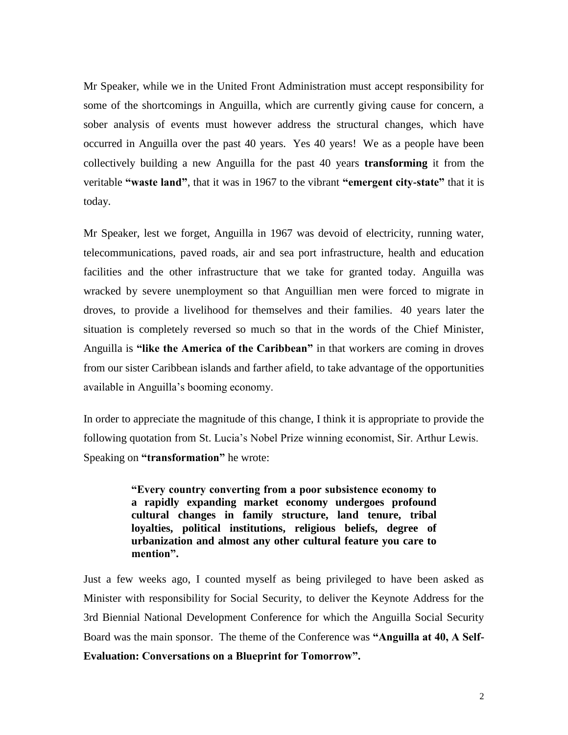Mr Speaker, while we in the United Front Administration must accept responsibility for some of the shortcomings in Anguilla, which are currently giving cause for concern, a sober analysis of events must however address the structural changes, which have occurred in Anguilla over the past 40 years. Yes 40 years! We as a people have been collectively building a new Anguilla for the past 40 years **transforming** it from the veritable **"waste land"**, that it was in 1967 to the vibrant **"emergent city-state"** that it is today.

Mr Speaker, lest we forget, Anguilla in 1967 was devoid of electricity, running water, telecommunications, paved roads, air and sea port infrastructure, health and education facilities and the other infrastructure that we take for granted today. Anguilla was wracked by severe unemployment so that Anguillian men were forced to migrate in droves, to provide a livelihood for themselves and their families. 40 years later the situation is completely reversed so much so that in the words of the Chief Minister, Anguilla is **"like the America of the Caribbean"** in that workers are coming in droves from our sister Caribbean islands and farther afield, to take advantage of the opportunities available in Anguilla's booming economy.

In order to appreciate the magnitude of this change, I think it is appropriate to provide the following quotation from St. Lucia's Nobel Prize winning economist, Sir. Arthur Lewis. Speaking on **"transformation"** he wrote:

> **"Every country converting from a poor subsistence economy to a rapidly expanding market economy undergoes profound cultural changes in family structure, land tenure, tribal loyalties, political institutions, religious beliefs, degree of urbanization and almost any other cultural feature you care to mention".**

Just a few weeks ago, I counted myself as being privileged to have been asked as Minister with responsibility for Social Security, to deliver the Keynote Address for the 3rd Biennial National Development Conference for which the Anguilla Social Security Board was the main sponsor. The theme of the Conference was **"Anguilla at 40, A Self-Evaluation: Conversations on a Blueprint for Tomorrow".**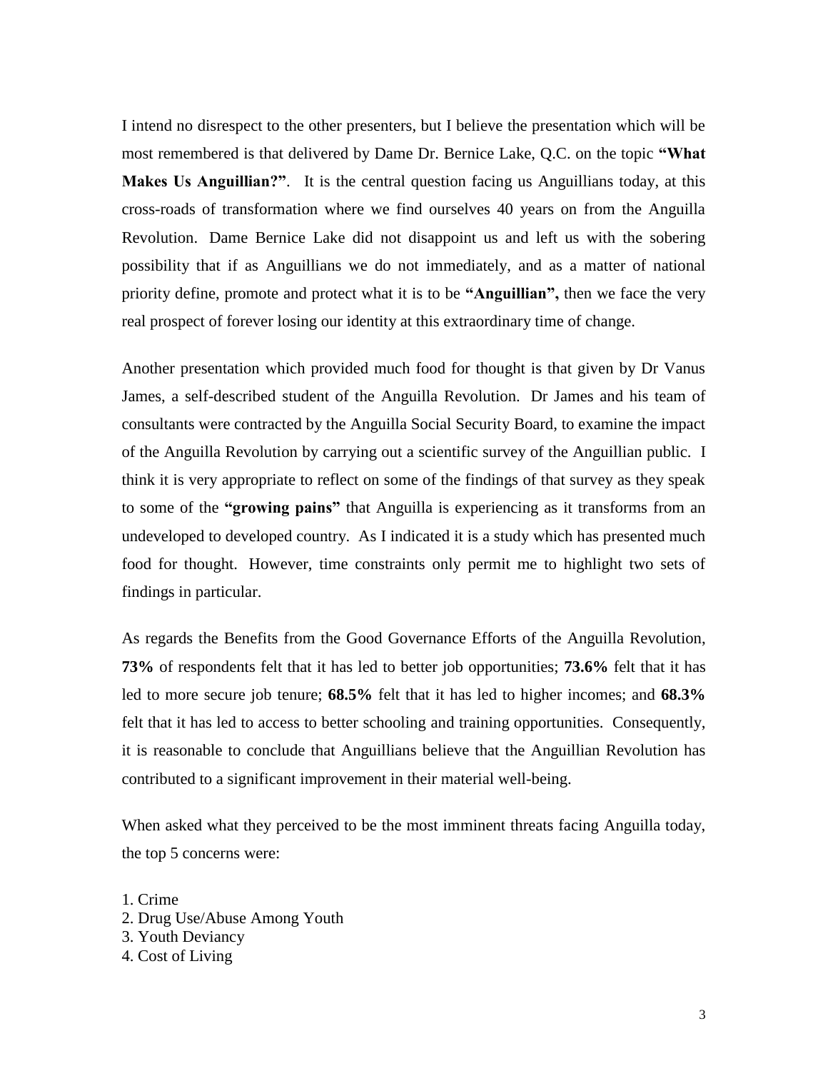I intend no disrespect to the other presenters, but I believe the presentation which will be most remembered is that delivered by Dame Dr. Bernice Lake, Q.C. on the topic **"What Makes Us Anguillian?"**. It is the central question facing us Anguillians today, at this cross-roads of transformation where we find ourselves 40 years on from the Anguilla Revolution. Dame Bernice Lake did not disappoint us and left us with the sobering possibility that if as Anguillians we do not immediately, and as a matter of national priority define, promote and protect what it is to be **"Anguillian",** then we face the very real prospect of forever losing our identity at this extraordinary time of change.

Another presentation which provided much food for thought is that given by Dr Vanus James, a self-described student of the Anguilla Revolution. Dr James and his team of consultants were contracted by the Anguilla Social Security Board, to examine the impact of the Anguilla Revolution by carrying out a scientific survey of the Anguillian public. I think it is very appropriate to reflect on some of the findings of that survey as they speak to some of the **"growing pains"** that Anguilla is experiencing as it transforms from an undeveloped to developed country. As I indicated it is a study which has presented much food for thought. However, time constraints only permit me to highlight two sets of findings in particular.

As regards the Benefits from the Good Governance Efforts of the Anguilla Revolution, **73%** of respondents felt that it has led to better job opportunities; **73.6%** felt that it has led to more secure job tenure; **68.5%** felt that it has led to higher incomes; and **68.3%** felt that it has led to access to better schooling and training opportunities. Consequently, it is reasonable to conclude that Anguillians believe that the Anguillian Revolution has contributed to a significant improvement in their material well-being.

When asked what they perceived to be the most imminent threats facing Anguilla today, the top 5 concerns were:

1. Crime
2. Drug Use/Abuse Among Youth
3. Youth Deviancy
4. Cost of Living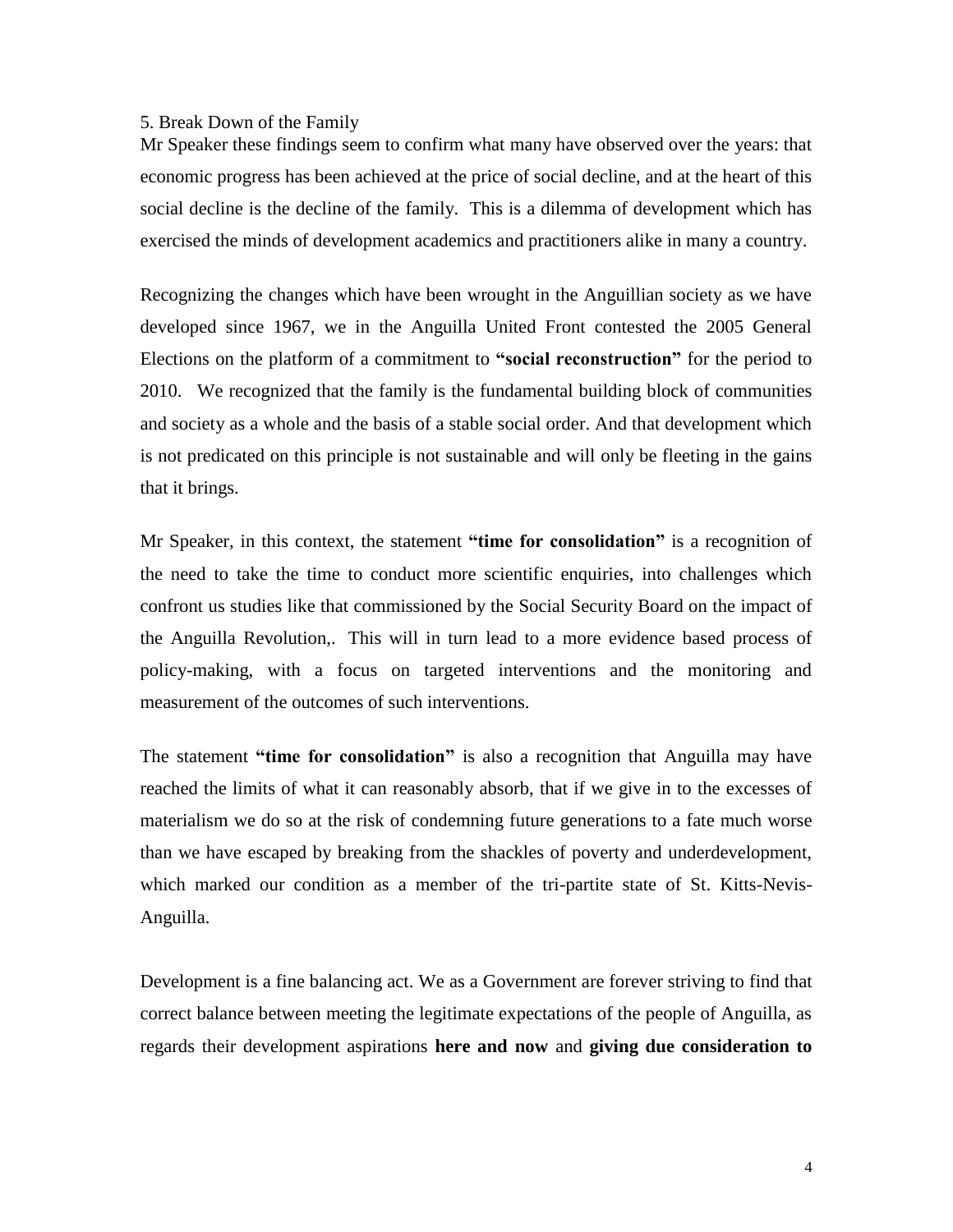5. Break Down of the Family

Mr Speaker these findings seem to confirm what many have observed over the years: that economic progress has been achieved at the price of social decline, and at the heart of this social decline is the decline of the family. This is a dilemma of development which has exercised the minds of development academics and practitioners alike in many a country.

Recognizing the changes which have been wrought in the Anguillian society as we have developed since 1967, we in the Anguilla United Front contested the 2005 General Elections on the platform of a commitment to **"social reconstruction"** for the period to 2010. We recognized that the family is the fundamental building block of communities and society as a whole and the basis of a stable social order. And that development which is not predicated on this principle is not sustainable and will only be fleeting in the gains that it brings.

Mr Speaker, in this context, the statement **"time for consolidation"** is a recognition of the need to take the time to conduct more scientific enquiries, into challenges which confront us studies like that commissioned by the Social Security Board on the impact of the Anguilla Revolution,. This will in turn lead to a more evidence based process of policy-making, with a focus on targeted interventions and the monitoring and measurement of the outcomes of such interventions.

The statement **"time for consolidation"** is also a recognition that Anguilla may have reached the limits of what it can reasonably absorb, that if we give in to the excesses of materialism we do so at the risk of condemning future generations to a fate much worse than we have escaped by breaking from the shackles of poverty and underdevelopment, which marked our condition as a member of the tri-partite state of St. Kitts-Nevis-Anguilla.

Development is a fine balancing act. We as a Government are forever striving to find that correct balance between meeting the legitimate expectations of the people of Anguilla, as regards their development aspirations **here and now** and **giving due consideration to**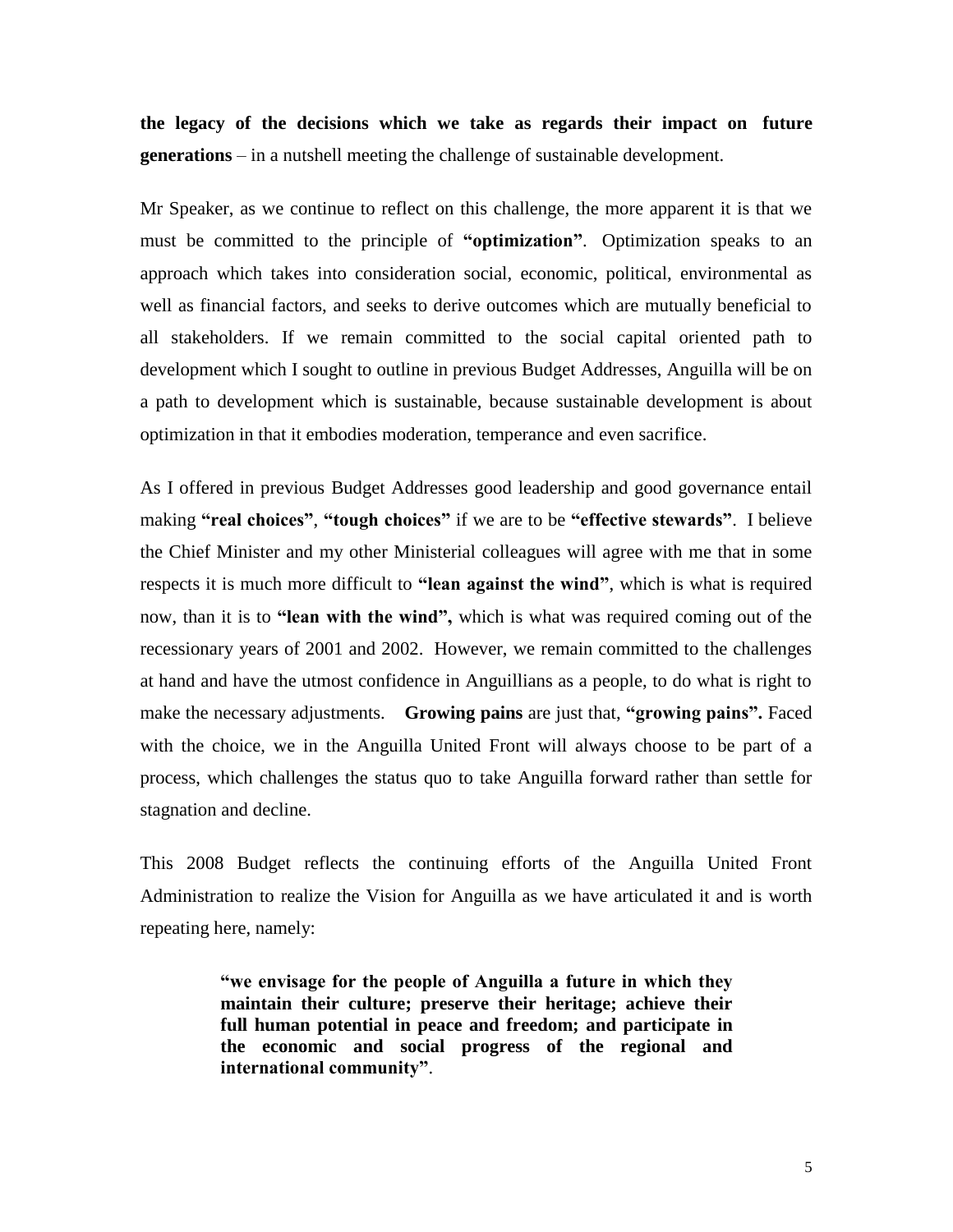**the legacy of the decisions which we take as regards their impact on future generations** – in a nutshell meeting the challenge of sustainable development.

Mr Speaker, as we continue to reflect on this challenge, the more apparent it is that we must be committed to the principle of **"optimization"**. Optimization speaks to an approach which takes into consideration social, economic, political, environmental as well as financial factors, and seeks to derive outcomes which are mutually beneficial to all stakeholders. If we remain committed to the social capital oriented path to development which I sought to outline in previous Budget Addresses, Anguilla will be on a path to development which is sustainable, because sustainable development is about optimization in that it embodies moderation, temperance and even sacrifice.

As I offered in previous Budget Addresses good leadership and good governance entail making **"real choices"**, **"tough choices"** if we are to be **"effective stewards"**. I believe the Chief Minister and my other Ministerial colleagues will agree with me that in some respects it is much more difficult to **"lean against the wind"**, which is what is required now, than it is to **"lean with the wind",** which is what was required coming out of the recessionary years of 2001 and 2002. However, we remain committed to the challenges at hand and have the utmost confidence in Anguillians as a people, to do what is right to make the necessary adjustments. **Growing pains** are just that, **"growing pains".** Faced with the choice, we in the Anguilla United Front will always choose to be part of a process, which challenges the status quo to take Anguilla forward rather than settle for stagnation and decline.

This 2008 Budget reflects the continuing efforts of the Anguilla United Front Administration to realize the Vision for Anguilla as we have articulated it and is worth repeating here, namely:

> **"we envisage for the people of Anguilla a future in which they maintain their culture; preserve their heritage; achieve their full human potential in peace and freedom; and participate in the economic and social progress of the regional and international community"**.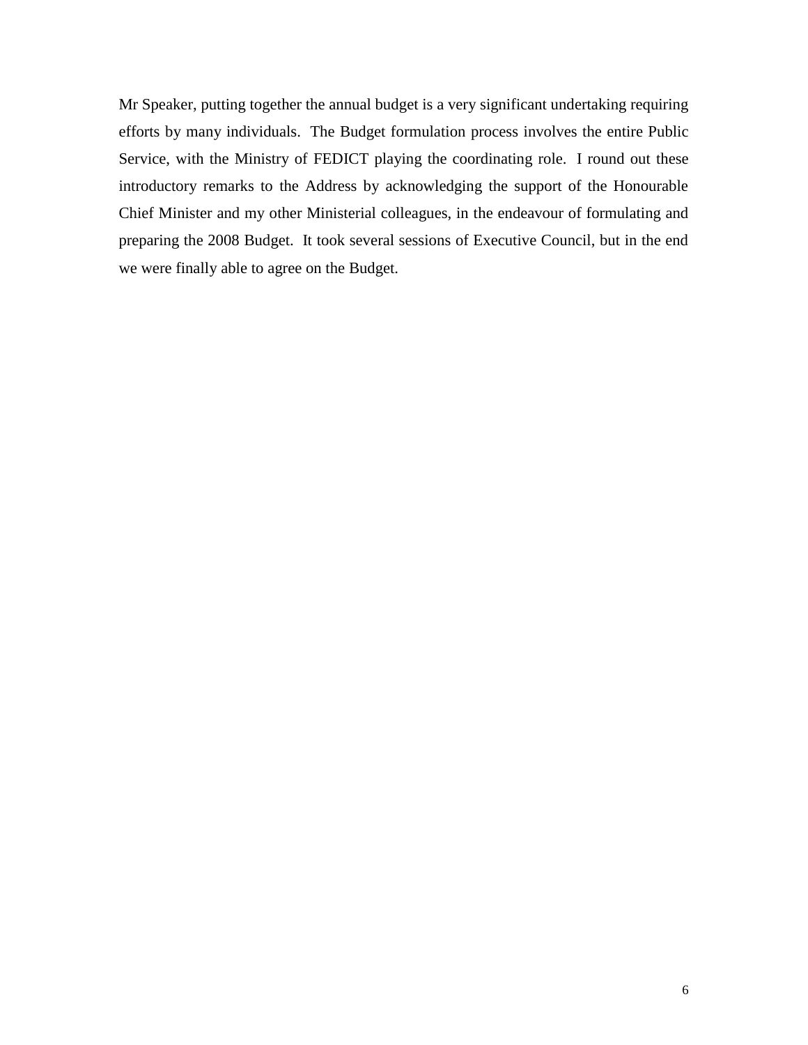Mr Speaker, putting together the annual budget is a very significant undertaking requiring efforts by many individuals. The Budget formulation process involves the entire Public Service, with the Ministry of FEDICT playing the coordinating role. I round out these introductory remarks to the Address by acknowledging the support of the Honourable Chief Minister and my other Ministerial colleagues, in the endeavour of formulating and preparing the 2008 Budget. It took several sessions of Executive Council, but in the end we were finally able to agree on the Budget.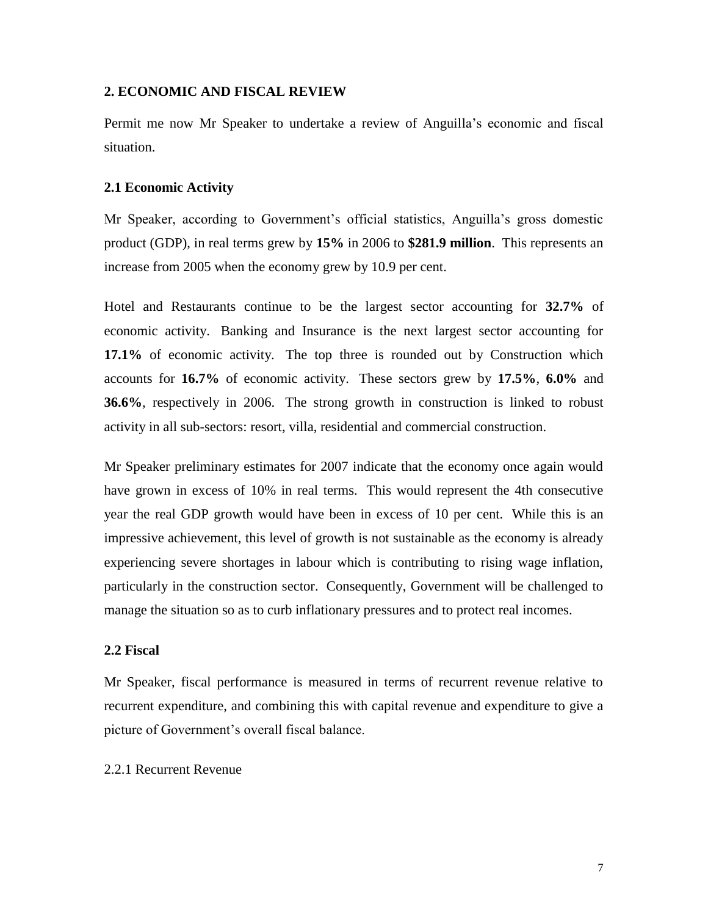## 2. ECONOMIC AND FISCAL REVIEW

Permit me now Mr Speaker to undertake a review of Anguilla's economic and fiscal situation.

### 2.1 Economic Activity

Mr Speaker, according to Government's official statistics, Anguilla's gross domestic product (GDP), in real terms grew by **15%** in 2006 to **$281.9 million**. This represents an increase from 2005 when the economy grew by 10.9 per cent.

Hotel and Restaurants continue to be the largest sector accounting for **32.7%** of economic activity. Banking and Insurance is the next largest sector accounting for **17.1%** of economic activity. The top three is rounded out by Construction which accounts for **16.7%** of economic activity. These sectors grew by **17.5%**, **6.0%** and **36.6%**, respectively in 2006. The strong growth in construction is linked to robust activity in all sub-sectors: resort, villa, residential and commercial construction.

Mr Speaker preliminary estimates for 2007 indicate that the economy once again would have grown in excess of 10% in real terms. This would represent the 4th consecutive year the real GDP growth would have been in excess of 10 per cent. While this is an impressive achievement, this level of growth is not sustainable as the economy is already experiencing severe shortages in labour which is contributing to rising wage inflation, particularly in the construction sector. Consequently, Government will be challenged to manage the situation so as to curb inflationary pressures and to protect real incomes.

### 2.2 Fiscal

Mr Speaker, fiscal performance is measured in terms of recurrent revenue relative to recurrent expenditure, and combining this with capital revenue and expenditure to give a picture of Government's overall fiscal balance.

2.2.1 Recurrent Revenue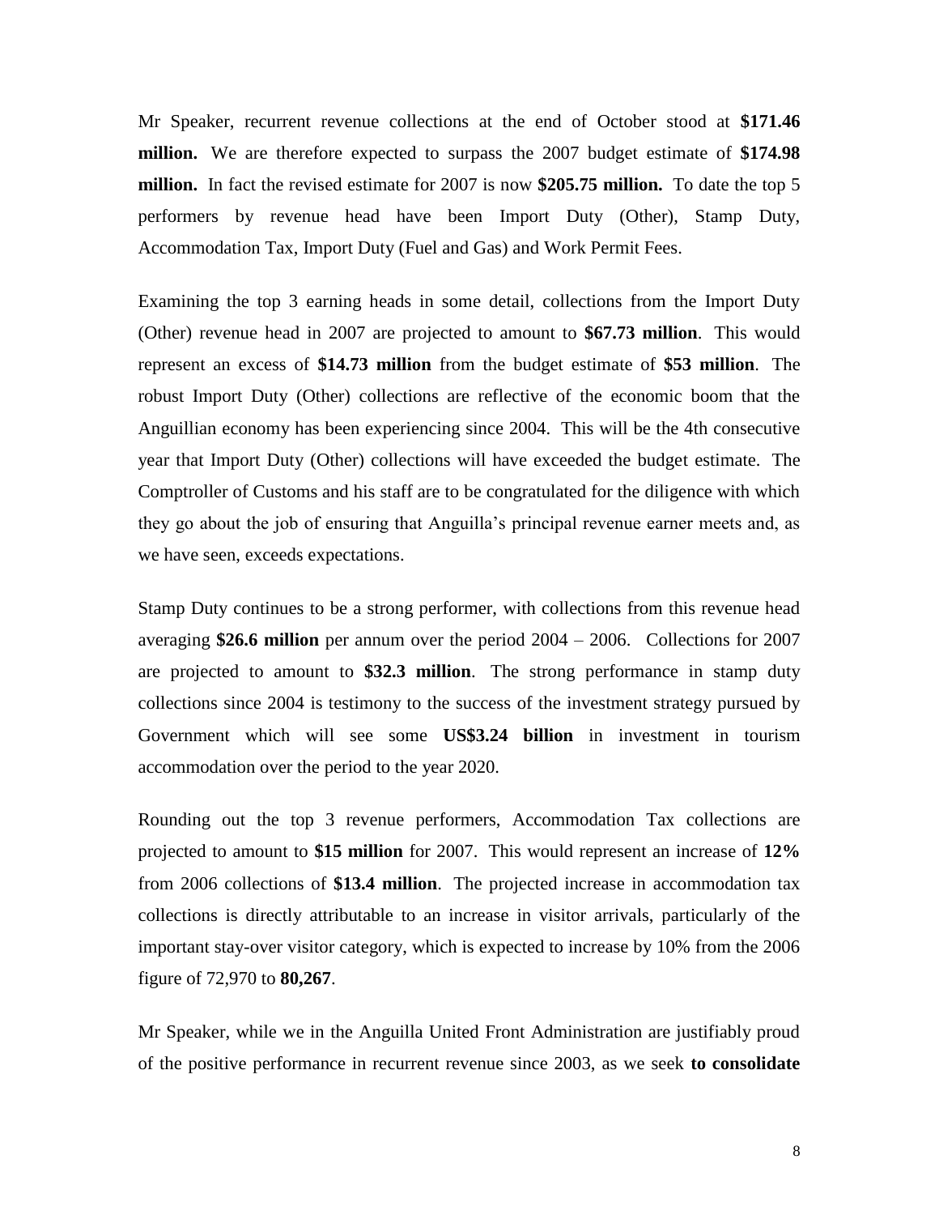Mr Speaker, recurrent revenue collections at the end of October stood at **$171.46 million.** We are therefore expected to surpass the 2007 budget estimate of **$174.98 million.** In fact the revised estimate for 2007 is now **$205.75 million.** To date the top 5 performers by revenue head have been Import Duty (Other), Stamp Duty, Accommodation Tax, Import Duty (Fuel and Gas) and Work Permit Fees.

Examining the top 3 earning heads in some detail, collections from the Import Duty (Other) revenue head in 2007 are projected to amount to **$67.73 million**. This would represent an excess of **$14.73 million** from the budget estimate of **$53 million**. The robust Import Duty (Other) collections are reflective of the economic boom that the Anguillian economy has been experiencing since 2004. This will be the 4th consecutive year that Import Duty (Other) collections will have exceeded the budget estimate. The Comptroller of Customs and his staff are to be congratulated for the diligence with which they go about the job of ensuring that Anguilla's principal revenue earner meets and, as we have seen, exceeds expectations.

Stamp Duty continues to be a strong performer, with collections from this revenue head averaging **$26.6 million** per annum over the period 2004 – 2006. Collections for 2007 are projected to amount to **$32.3 million**. The strong performance in stamp duty collections since 2004 is testimony to the success of the investment strategy pursued by Government which will see some **US$3.24 billion** in investment in tourism accommodation over the period to the year 2020.

Rounding out the top 3 revenue performers, Accommodation Tax collections are projected to amount to **$15 million** for 2007. This would represent an increase of **12%** from 2006 collections of **$13.4 million**. The projected increase in accommodation tax collections is directly attributable to an increase in visitor arrivals, particularly of the important stay-over visitor category, which is expected to increase by 10% from the 2006 figure of 72,970 to **80,267**.

Mr Speaker, while we in the Anguilla United Front Administration are justifiably proud of the positive performance in recurrent revenue since 2003, as we seek **to consolidate**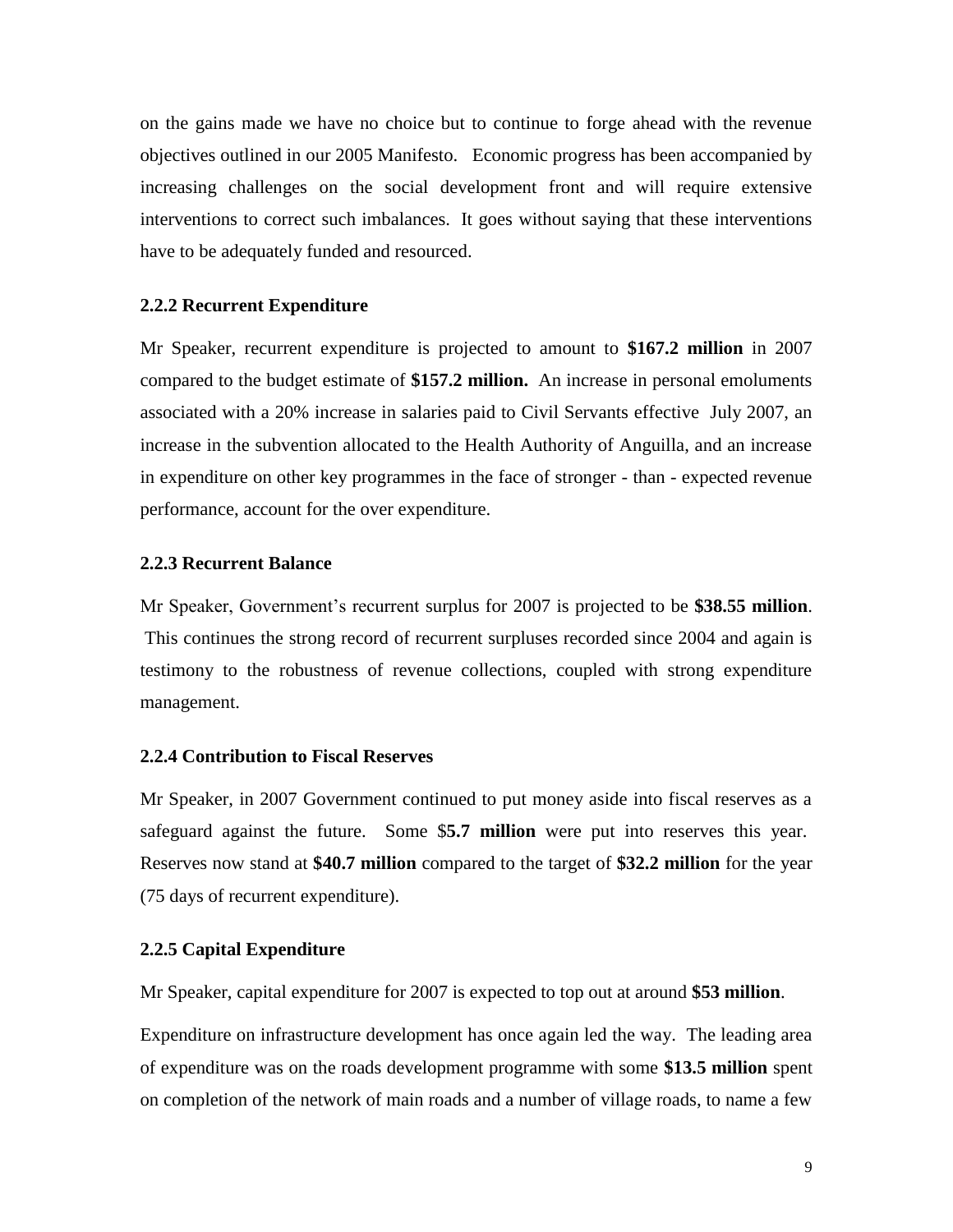on the gains made we have no choice but to continue to forge ahead with the revenue objectives outlined in our 2005 Manifesto. Economic progress has been accompanied by increasing challenges on the social development front and will require extensive interventions to correct such imbalances. It goes without saying that these interventions have to be adequately funded and resourced.

### 2.2.2 Recurrent Expenditure

Mr Speaker, recurrent expenditure is projected to amount to **$167.2 million** in 2007 compared to the budget estimate of **$157.2 million.** An increase in personal emoluments associated with a 20% increase in salaries paid to Civil Servants effective July 2007, an increase in the subvention allocated to the Health Authority of Anguilla, and an increase in expenditure on other key programmes in the face of stronger - than - expected revenue performance, account for the over expenditure.

### 2.2.3 Recurrent Balance

Mr Speaker, Government's recurrent surplus for 2007 is projected to be **$38.55 million**. This continues the strong record of recurrent surpluses recorded since 2004 and again is testimony to the robustness of revenue collections, coupled with strong expenditure management.

### 2.2.4 Contribution to Fiscal Reserves

Mr Speaker, in 2007 Government continued to put money aside into fiscal reserves as a safeguard against the future. Some $**5.7 million** were put into reserves this year. Reserves now stand at **$40.7 million** compared to the target of **$32.2 million** for the year (75 days of recurrent expenditure).

### 2.2.5 Capital Expenditure

Mr Speaker, capital expenditure for 2007 is expected to top out at around **$53 million**.

Expenditure on infrastructure development has once again led the way. The leading area of expenditure was on the roads development programme with some **$13.5 million** spent on completion of the network of main roads and a number of village roads, to name a few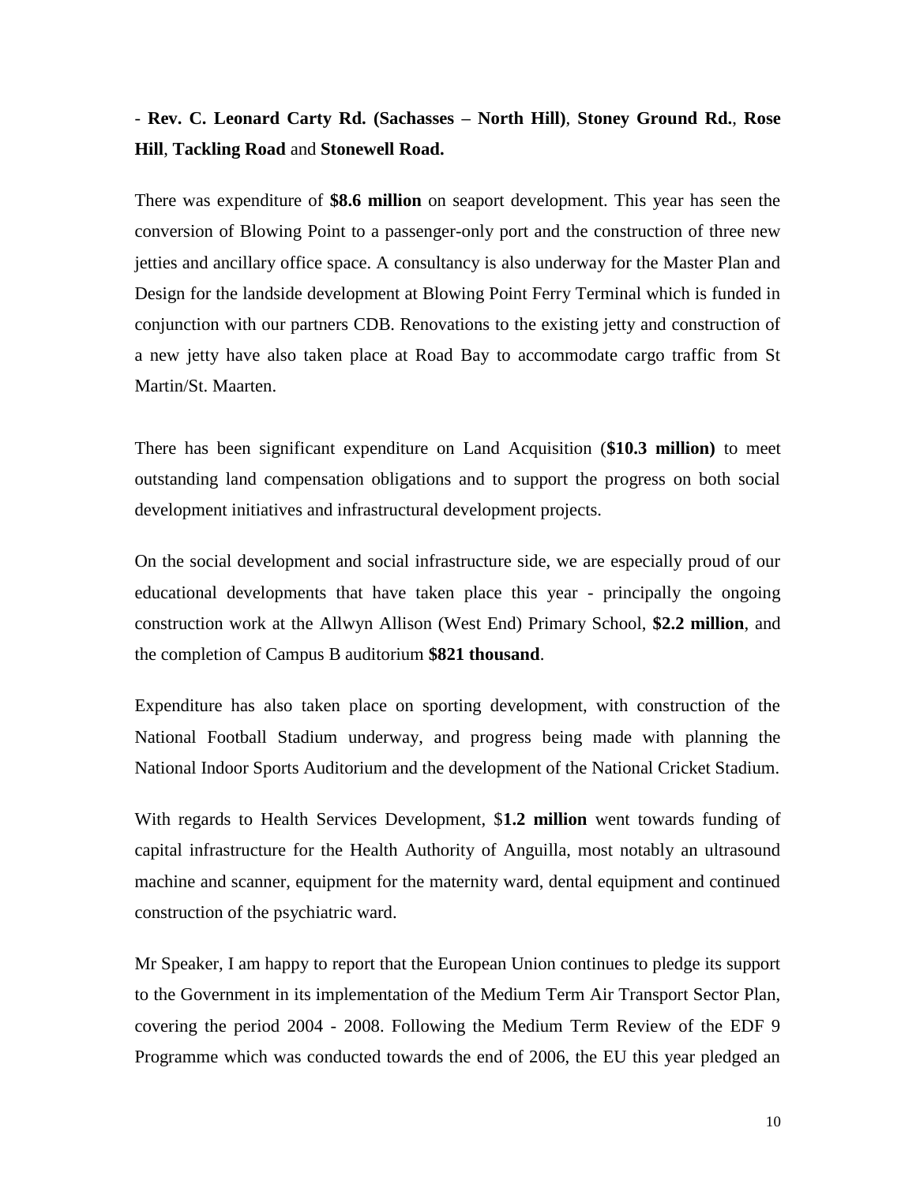- **Rev. C. Leonard Carty Rd. (Sachasses – North Hill)**, **Stoney Ground Rd.**, **Rose Hill**, **Tackling Road** and **Stonewell Road.**

There was expenditure of **$8.6 million** on seaport development. This year has seen the conversion of Blowing Point to a passenger-only port and the construction of three new jetties and ancillary office space. A consultancy is also underway for the Master Plan and Design for the landside development at Blowing Point Ferry Terminal which is funded in conjunction with our partners CDB. Renovations to the existing jetty and construction of a new jetty have also taken place at Road Bay to accommodate cargo traffic from St Martin/St. Maarten.

There has been significant expenditure on Land Acquisition (**$10.3 million)** to meet outstanding land compensation obligations and to support the progress on both social development initiatives and infrastructural development projects.

On the social development and social infrastructure side, we are especially proud of our educational developments that have taken place this year - principally the ongoing construction work at the Allwyn Allison (West End) Primary School, **$2.2 million**, and the completion of Campus B auditorium **$821 thousand**.

Expenditure has also taken place on sporting development, with construction of the National Football Stadium underway, and progress being made with planning the National Indoor Sports Auditorium and the development of the National Cricket Stadium.

With regards to Health Services Development, $**1.2 million** went towards funding of capital infrastructure for the Health Authority of Anguilla, most notably an ultrasound machine and scanner, equipment for the maternity ward, dental equipment and continued construction of the psychiatric ward.

Mr Speaker, I am happy to report that the European Union continues to pledge its support to the Government in its implementation of the Medium Term Air Transport Sector Plan, covering the period 2004 - 2008. Following the Medium Term Review of the EDF 9 Programme which was conducted towards the end of 2006, the EU this year pledged an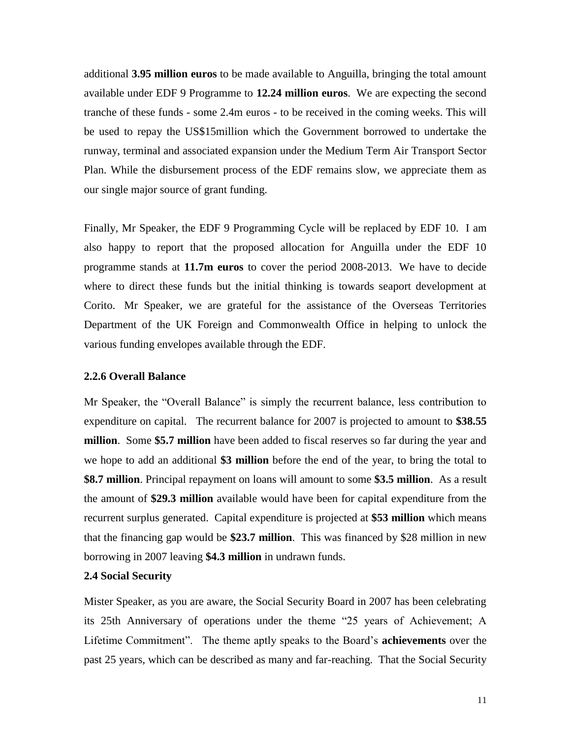additional **3.95 million euros** to be made available to Anguilla, bringing the total amount available under EDF 9 Programme to **12.24 million euros**. We are expecting the second tranche of these funds - some 2.4m euros - to be received in the coming weeks. This will be used to repay the US$15million which the Government borrowed to undertake the runway, terminal and associated expansion under the Medium Term Air Transport Sector Plan. While the disbursement process of the EDF remains slow, we appreciate them as our single major source of grant funding.

Finally, Mr Speaker, the EDF 9 Programming Cycle will be replaced by EDF 10. I am also happy to report that the proposed allocation for Anguilla under the EDF 10 programme stands at **11.7m euros** to cover the period 2008-2013. We have to decide where to direct these funds but the initial thinking is towards seaport development at Corito. Mr Speaker, we are grateful for the assistance of the Overseas Territories Department of the UK Foreign and Commonwealth Office in helping to unlock the various funding envelopes available through the EDF.

### 2.2.6 Overall Balance

Mr Speaker, the "Overall Balance" is simply the recurrent balance, less contribution to expenditure on capital. The recurrent balance for 2007 is projected to amount to **$38.55 million**. Some **$5.7 million** have been added to fiscal reserves so far during the year and we hope to add an additional **$3 million** before the end of the year, to bring the total to **$8.7 million**. Principal repayment on loans will amount to some **$3.5 million**. As a result the amount of **$29.3 million** available would have been for capital expenditure from the recurrent surplus generated. Capital expenditure is projected at **$53 million** which means that the financing gap would be **$23.7 million**. This was financed by $28 million in new borrowing in 2007 leaving **$4.3 million** in undrawn funds.

### 2.4 Social Security

Mister Speaker, as you are aware, the Social Security Board in 2007 has been celebrating its 25th Anniversary of operations under the theme "25 years of Achievement; A Lifetime Commitment". The theme aptly speaks to the Board's **achievements** over the past 25 years, which can be described as many and far-reaching. That the Social Security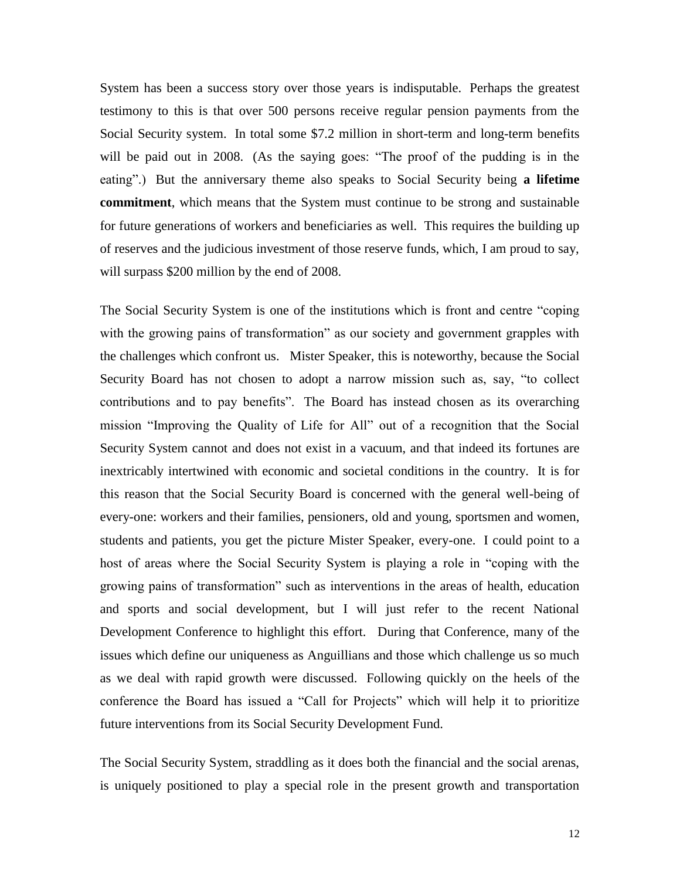System has been a success story over those years is indisputable. Perhaps the greatest testimony to this is that over 500 persons receive regular pension payments from the Social Security system. In total some $7.2 million in short-term and long-term benefits will be paid out in 2008. (As the saying goes: "The proof of the pudding is in the eating".) But the anniversary theme also speaks to Social Security being **a lifetime commitment**, which means that the System must continue to be strong and sustainable for future generations of workers and beneficiaries as well. This requires the building up of reserves and the judicious investment of those reserve funds, which, I am proud to say, will surpass $200 million by the end of 2008.

The Social Security System is one of the institutions which is front and centre "coping with the growing pains of transformation" as our society and government grapples with the challenges which confront us. Mister Speaker, this is noteworthy, because the Social Security Board has not chosen to adopt a narrow mission such as, say, "to collect contributions and to pay benefits". The Board has instead chosen as its overarching mission "Improving the Quality of Life for All" out of a recognition that the Social Security System cannot and does not exist in a vacuum, and that indeed its fortunes are inextricably intertwined with economic and societal conditions in the country. It is for this reason that the Social Security Board is concerned with the general well-being of every-one: workers and their families, pensioners, old and young, sportsmen and women, students and patients, you get the picture Mister Speaker, every-one. I could point to a host of areas where the Social Security System is playing a role in "coping with the growing pains of transformation" such as interventions in the areas of health, education and sports and social development, but I will just refer to the recent National Development Conference to highlight this effort. During that Conference, many of the issues which define our uniqueness as Anguillians and those which challenge us so much as we deal with rapid growth were discussed. Following quickly on the heels of the conference the Board has issued a "Call for Projects" which will help it to prioritize future interventions from its Social Security Development Fund.

The Social Security System, straddling as it does both the financial and the social arenas, is uniquely positioned to play a special role in the present growth and transportation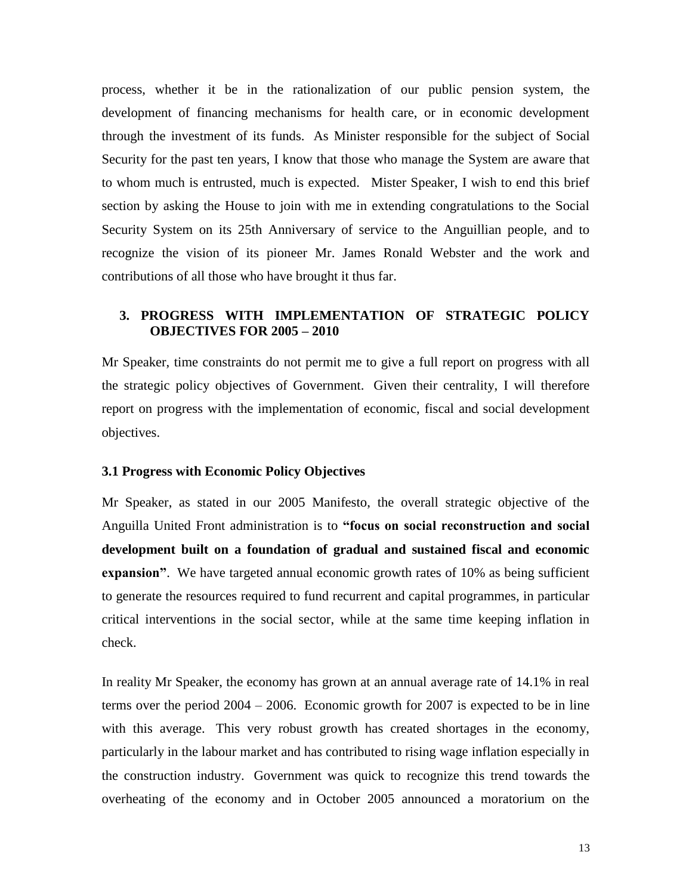process, whether it be in the rationalization of our public pension system, the development of financing mechanisms for health care, or in economic development through the investment of its funds. As Minister responsible for the subject of Social Security for the past ten years, I know that those who manage the System are aware that to whom much is entrusted, much is expected. Mister Speaker, I wish to end this brief section by asking the House to join with me in extending congratulations to the Social Security System on its 25th Anniversary of service to the Anguillian people, and to recognize the vision of its pioneer Mr. James Ronald Webster and the work and contributions of all those who have brought it thus far.

## 3. PROGRESS WITH IMPLEMENTATION OF STRATEGIC POLICY OBJECTIVES FOR 2005 – 2010

Mr Speaker, time constraints do not permit me to give a full report on progress with all the strategic policy objectives of Government. Given their centrality, I will therefore report on progress with the implementation of economic, fiscal and social development objectives.

### 3.1 Progress with Economic Policy Objectives

Mr Speaker, as stated in our 2005 Manifesto, the overall strategic objective of the Anguilla United Front administration is to **"focus on social reconstruction and social development built on a foundation of gradual and sustained fiscal and economic expansion"**. We have targeted annual economic growth rates of 10% as being sufficient to generate the resources required to fund recurrent and capital programmes, in particular critical interventions in the social sector, while at the same time keeping inflation in check.

In reality Mr Speaker, the economy has grown at an annual average rate of 14.1% in real terms over the period 2004 – 2006. Economic growth for 2007 is expected to be in line with this average. This very robust growth has created shortages in the economy, particularly in the labour market and has contributed to rising wage inflation especially in the construction industry. Government was quick to recognize this trend towards the overheating of the economy and in October 2005 announced a moratorium on the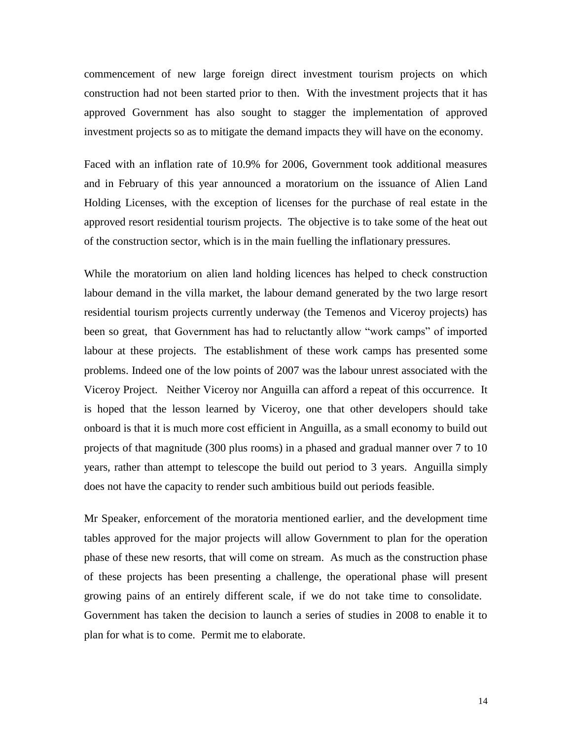commencement of new large foreign direct investment tourism projects on which construction had not been started prior to then. With the investment projects that it has approved Government has also sought to stagger the implementation of approved investment projects so as to mitigate the demand impacts they will have on the economy.

Faced with an inflation rate of 10.9% for 2006, Government took additional measures and in February of this year announced a moratorium on the issuance of Alien Land Holding Licenses, with the exception of licenses for the purchase of real estate in the approved resort residential tourism projects. The objective is to take some of the heat out of the construction sector, which is in the main fuelling the inflationary pressures.

While the moratorium on alien land holding licences has helped to check construction labour demand in the villa market, the labour demand generated by the two large resort residential tourism projects currently underway (the Temenos and Viceroy projects) has been so great, that Government has had to reluctantly allow "work camps" of imported labour at these projects. The establishment of these work camps has presented some problems. Indeed one of the low points of 2007 was the labour unrest associated with the Viceroy Project. Neither Viceroy nor Anguilla can afford a repeat of this occurrence. It is hoped that the lesson learned by Viceroy, one that other developers should take onboard is that it is much more cost efficient in Anguilla, as a small economy to build out projects of that magnitude (300 plus rooms) in a phased and gradual manner over 7 to 10 years, rather than attempt to telescope the build out period to 3 years. Anguilla simply does not have the capacity to render such ambitious build out periods feasible.

Mr Speaker, enforcement of the moratoria mentioned earlier, and the development time tables approved for the major projects will allow Government to plan for the operation phase of these new resorts, that will come on stream. As much as the construction phase of these projects has been presenting a challenge, the operational phase will present growing pains of an entirely different scale, if we do not take time to consolidate. Government has taken the decision to launch a series of studies in 2008 to enable it to plan for what is to come. Permit me to elaborate.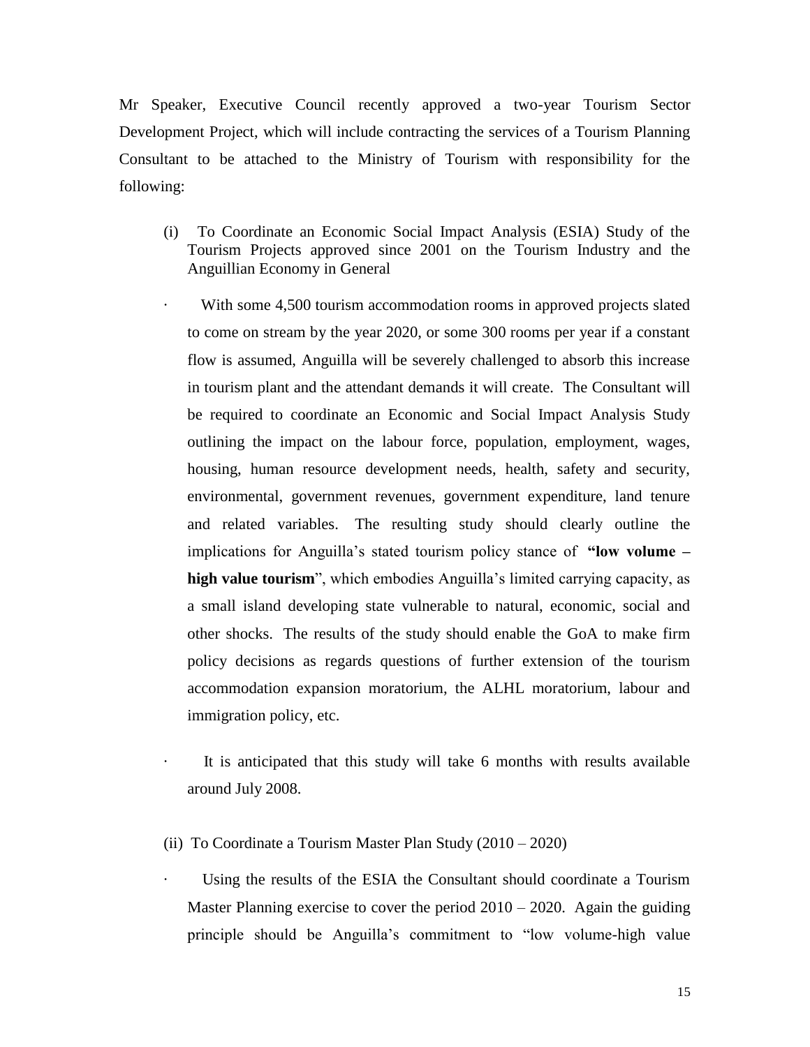Mr Speaker, Executive Council recently approved a two-year Tourism Sector Development Project, which will include contracting the services of a Tourism Planning Consultant to be attached to the Ministry of Tourism with responsibility for the following:

(i) To Coordinate an Economic Social Impact Analysis (ESIA) Study of the Tourism Projects approved since 2001 on the Tourism Industry and the Anguillian Economy in General

- With some 4,500 tourism accommodation rooms in approved projects slated to come on stream by the year 2020, or some 300 rooms per year if a constant flow is assumed, Anguilla will be severely challenged to absorb this increase in tourism plant and the attendant demands it will create. The Consultant will be required to coordinate an Economic and Social Impact Analysis Study outlining the impact on the labour force, population, employment, wages, housing, human resource development needs, health, safety and security, environmental, government revenues, government expenditure, land tenure and related variables. The resulting study should clearly outline the implications for Anguilla's stated tourism policy stance of **"low volume – high value tourism**", which embodies Anguilla's limited carrying capacity, as a small island developing state vulnerable to natural, economic, social and other shocks. The results of the study should enable the GoA to make firm policy decisions as regards questions of further extension of the tourism accommodation expansion moratorium, the ALHL moratorium, labour and immigration policy, etc.

- It is anticipated that this study will take 6 months with results available around July 2008.

(ii) To Coordinate a Tourism Master Plan Study (2010 – 2020)

- Using the results of the ESIA the Consultant should coordinate a Tourism Master Planning exercise to cover the period 2010 – 2020. Again the guiding principle should be Anguilla's commitment to "low volume-high value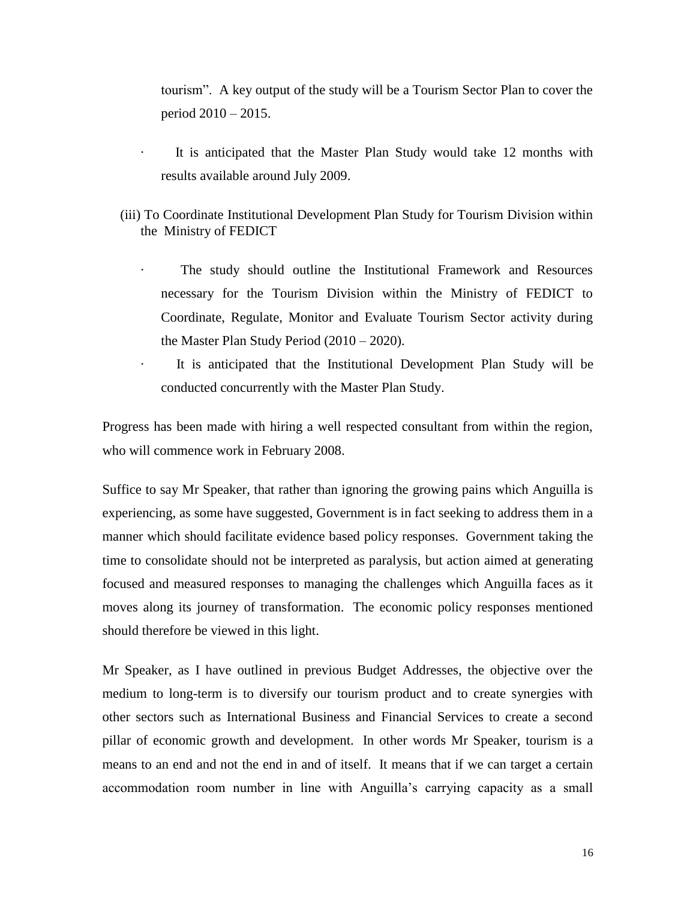tourism". A key output of the study will be a Tourism Sector Plan to cover the period 2010 – 2015.

- It is anticipated that the Master Plan Study would take 12 months with results available around July 2009.

(iii) To Coordinate Institutional Development Plan Study for Tourism Division within the Ministry of FEDICT

- The study should outline the Institutional Framework and Resources necessary for the Tourism Division within the Ministry of FEDICT to Coordinate, Regulate, Monitor and Evaluate Tourism Sector activity during the Master Plan Study Period (2010 – 2020).
- It is anticipated that the Institutional Development Plan Study will be conducted concurrently with the Master Plan Study.

Progress has been made with hiring a well respected consultant from within the region, who will commence work in February 2008.

Suffice to say Mr Speaker, that rather than ignoring the growing pains which Anguilla is experiencing, as some have suggested, Government is in fact seeking to address them in a manner which should facilitate evidence based policy responses. Government taking the time to consolidate should not be interpreted as paralysis, but action aimed at generating focused and measured responses to managing the challenges which Anguilla faces as it moves along its journey of transformation. The economic policy responses mentioned should therefore be viewed in this light.

Mr Speaker, as I have outlined in previous Budget Addresses, the objective over the medium to long-term is to diversify our tourism product and to create synergies with other sectors such as International Business and Financial Services to create a second pillar of economic growth and development. In other words Mr Speaker, tourism is a means to an end and not the end in and of itself. It means that if we can target a certain accommodation room number in line with Anguilla's carrying capacity as a small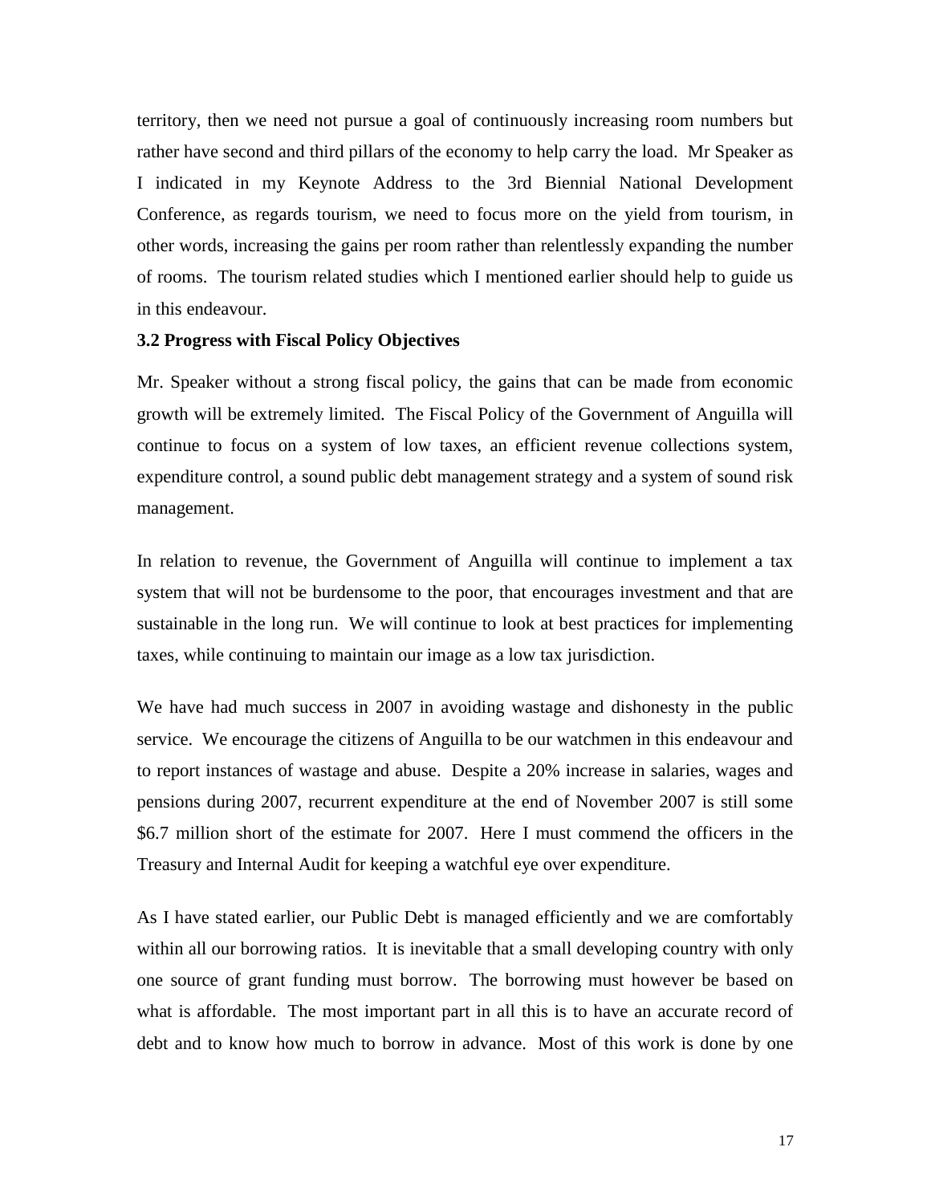territory, then we need not pursue a goal of continuously increasing room numbers but rather have second and third pillars of the economy to help carry the load. Mr Speaker as I indicated in my Keynote Address to the 3rd Biennial National Development Conference, as regards tourism, we need to focus more on the yield from tourism, in other words, increasing the gains per room rather than relentlessly expanding the number of rooms. The tourism related studies which I mentioned earlier should help to guide us in this endeavour.

### 3.2 Progress with Fiscal Policy Objectives

Mr. Speaker without a strong fiscal policy, the gains that can be made from economic growth will be extremely limited. The Fiscal Policy of the Government of Anguilla will continue to focus on a system of low taxes, an efficient revenue collections system, expenditure control, a sound public debt management strategy and a system of sound risk management.

In relation to revenue, the Government of Anguilla will continue to implement a tax system that will not be burdensome to the poor, that encourages investment and that are sustainable in the long run. We will continue to look at best practices for implementing taxes, while continuing to maintain our image as a low tax jurisdiction.

We have had much success in 2007 in avoiding wastage and dishonesty in the public service. We encourage the citizens of Anguilla to be our watchmen in this endeavour and to report instances of wastage and abuse. Despite a 20% increase in salaries, wages and pensions during 2007, recurrent expenditure at the end of November 2007 is still some $6.7 million short of the estimate for 2007. Here I must commend the officers in the Treasury and Internal Audit for keeping a watchful eye over expenditure.

As I have stated earlier, our Public Debt is managed efficiently and we are comfortably within all our borrowing ratios. It is inevitable that a small developing country with only one source of grant funding must borrow. The borrowing must however be based on what is affordable. The most important part in all this is to have an accurate record of debt and to know how much to borrow in advance. Most of this work is done by one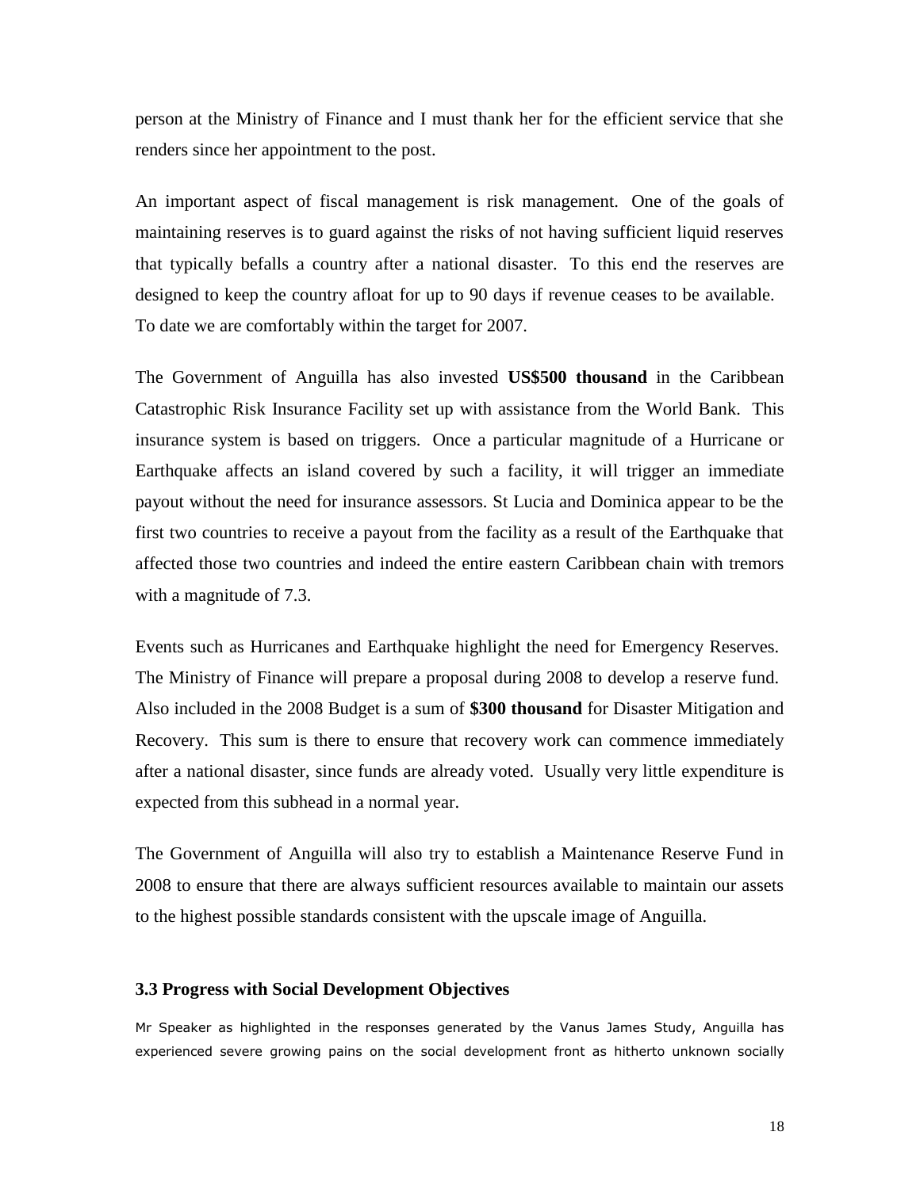person at the Ministry of Finance and I must thank her for the efficient service that she renders since her appointment to the post.

An important aspect of fiscal management is risk management. One of the goals of maintaining reserves is to guard against the risks of not having sufficient liquid reserves that typically befalls a country after a national disaster. To this end the reserves are designed to keep the country afloat for up to 90 days if revenue ceases to be available. To date we are comfortably within the target for 2007.

The Government of Anguilla has also invested **US$500 thousand** in the Caribbean Catastrophic Risk Insurance Facility set up with assistance from the World Bank. This insurance system is based on triggers. Once a particular magnitude of a Hurricane or Earthquake affects an island covered by such a facility, it will trigger an immediate payout without the need for insurance assessors. St Lucia and Dominica appear to be the first two countries to receive a payout from the facility as a result of the Earthquake that affected those two countries and indeed the entire eastern Caribbean chain with tremors with a magnitude of 7.3.

Events such as Hurricanes and Earthquake highlight the need for Emergency Reserves. The Ministry of Finance will prepare a proposal during 2008 to develop a reserve fund. Also included in the 2008 Budget is a sum of **$300 thousand** for Disaster Mitigation and Recovery. This sum is there to ensure that recovery work can commence immediately after a national disaster, since funds are already voted. Usually very little expenditure is expected from this subhead in a normal year.

The Government of Anguilla will also try to establish a Maintenance Reserve Fund in 2008 to ensure that there are always sufficient resources available to maintain our assets to the highest possible standards consistent with the upscale image of Anguilla.

### 3.3 Progress with Social Development Objectives

Mr Speaker as highlighted in the responses generated by the Vanus James Study, Anguilla has experienced severe growing pains on the social development front as hitherto unknown socially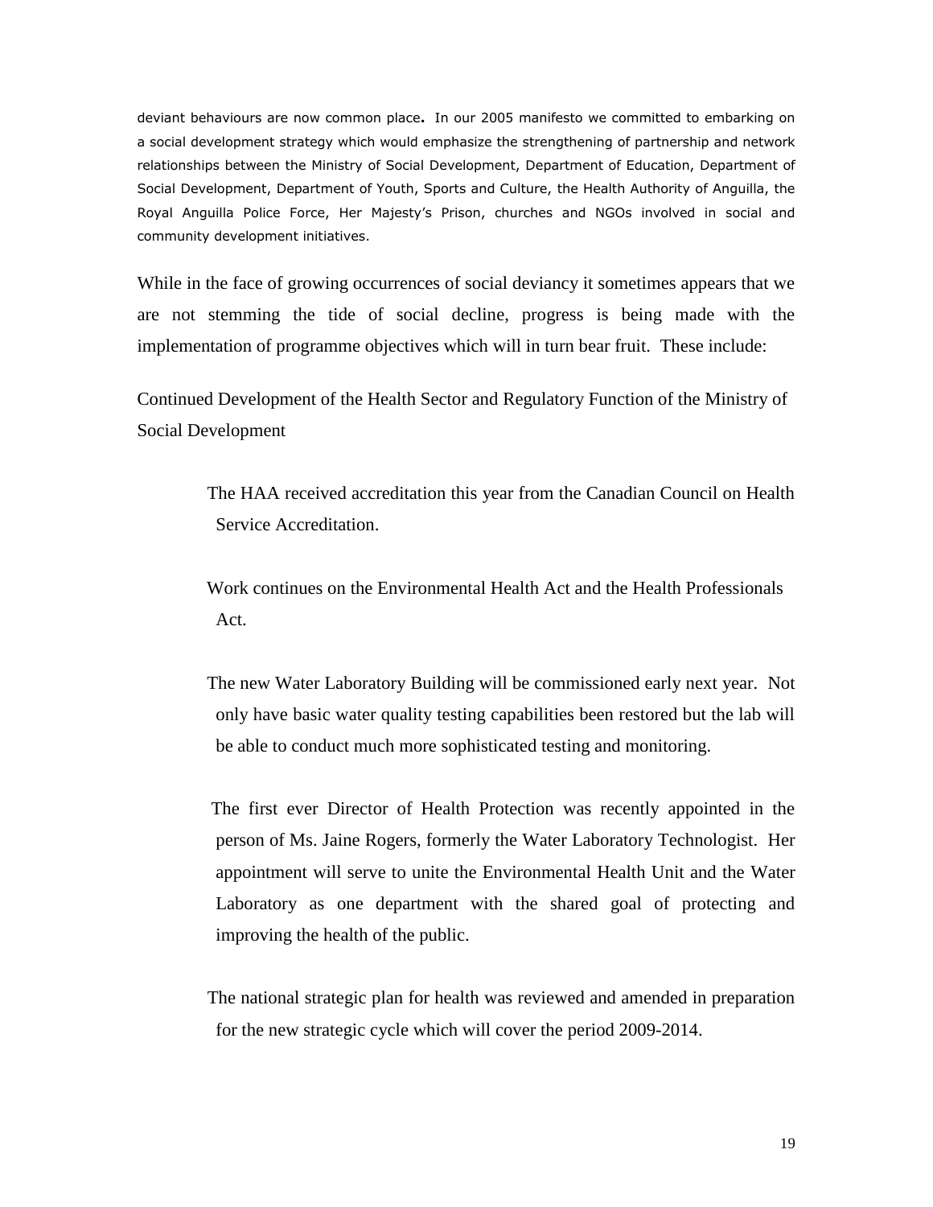deviant behaviours are now common place. In our 2005 manifesto we committed to embarking on a social development strategy which would emphasize the strengthening of partnership and network relationships between the Ministry of Social Development, Department of Education, Department of Social Development, Department of Youth, Sports and Culture, the Health Authority of Anguilla, the Royal Anguilla Police Force, Her Majesty's Prison, churches and NGOs involved in social and community development initiatives.

While in the face of growing occurrences of social deviancy it sometimes appears that we are not stemming the tide of social decline, progress is being made with the implementation of programme objectives which will in turn bear fruit. These include:

Continued Development of the Health Sector and Regulatory Function of the Ministry of Social Development

- The HAA received accreditation this year from the Canadian Council on Health Service Accreditation.

- Work continues on the Environmental Health Act and the Health Professionals Act.

- The new Water Laboratory Building will be commissioned early next year. Not only have basic water quality testing capabilities been restored but the lab will be able to conduct much more sophisticated testing and monitoring.

- The first ever Director of Health Protection was recently appointed in the person of Ms. Jaine Rogers, formerly the Water Laboratory Technologist. Her appointment will serve to unite the Environmental Health Unit and the Water Laboratory as one department with the shared goal of protecting and improving the health of the public.

- The national strategic plan for health was reviewed and amended in preparation for the new strategic cycle which will cover the period 2009-2014.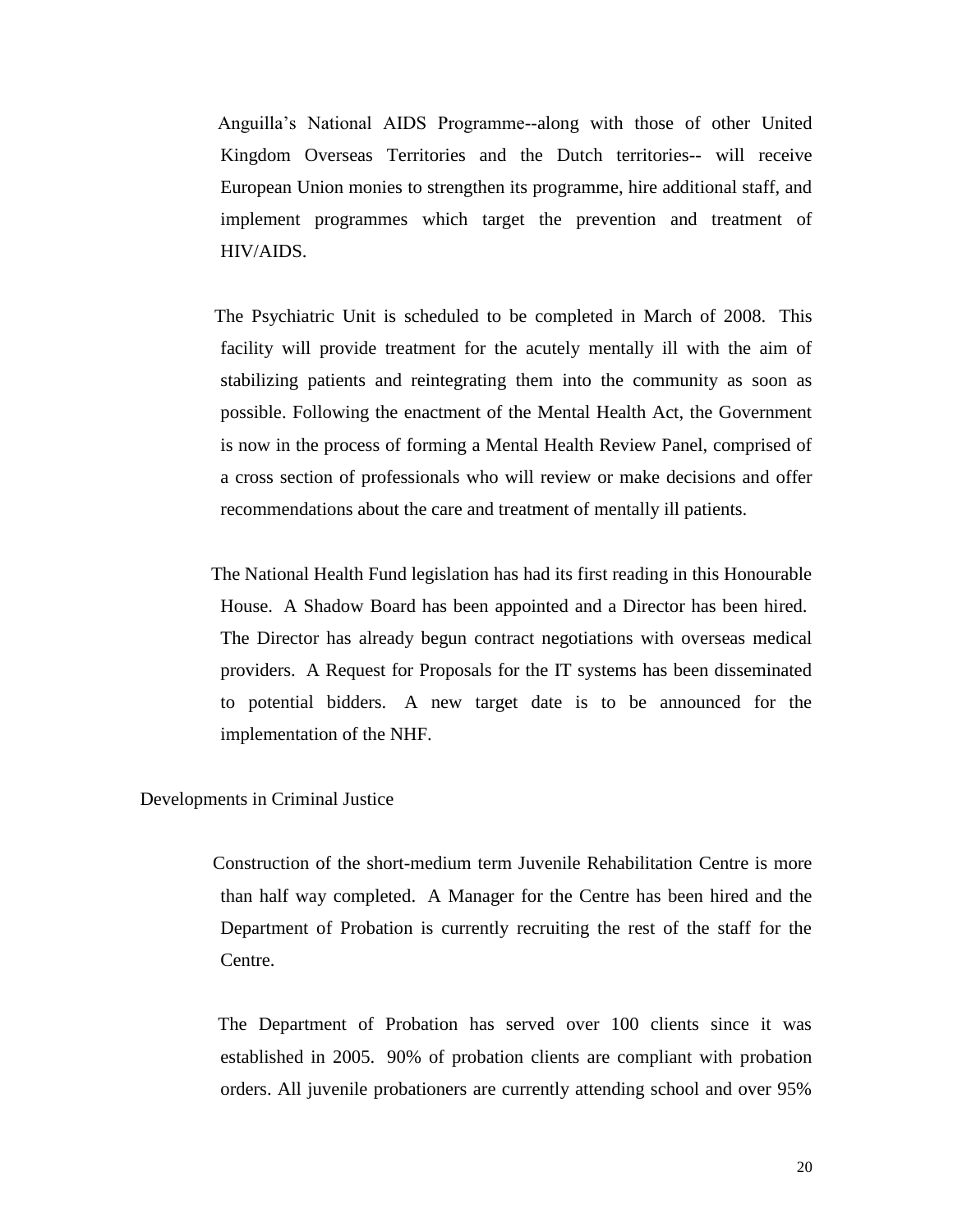Anguilla's National AIDS Programme--along with those of other United Kingdom Overseas Territories and the Dutch territories-- will receive European Union monies to strengthen its programme, hire additional staff, and implement programmes which target the prevention and treatment of HIV/AIDS.

The Psychiatric Unit is scheduled to be completed in March of 2008. This facility will provide treatment for the acutely mentally ill with the aim of stabilizing patients and reintegrating them into the community as soon as possible. Following the enactment of the Mental Health Act, the Government is now in the process of forming a Mental Health Review Panel, comprised of a cross section of professionals who will review or make decisions and offer recommendations about the care and treatment of mentally ill patients.

The National Health Fund legislation has had its first reading in this Honourable House. A Shadow Board has been appointed and a Director has been hired. The Director has already begun contract negotiations with overseas medical providers. A Request for Proposals for the IT systems has been disseminated to potential bidders. A new target date is to be announced for the implementation of the NHF.

## Developments in Criminal Justice

Construction of the short-medium term Juvenile Rehabilitation Centre is more than half way completed. A Manager for the Centre has been hired and the Department of Probation is currently recruiting the rest of the staff for the Centre.

The Department of Probation has served over 100 clients since it was established in 2005. 90% of probation clients are compliant with probation orders. All juvenile probationers are currently attending school and over 95%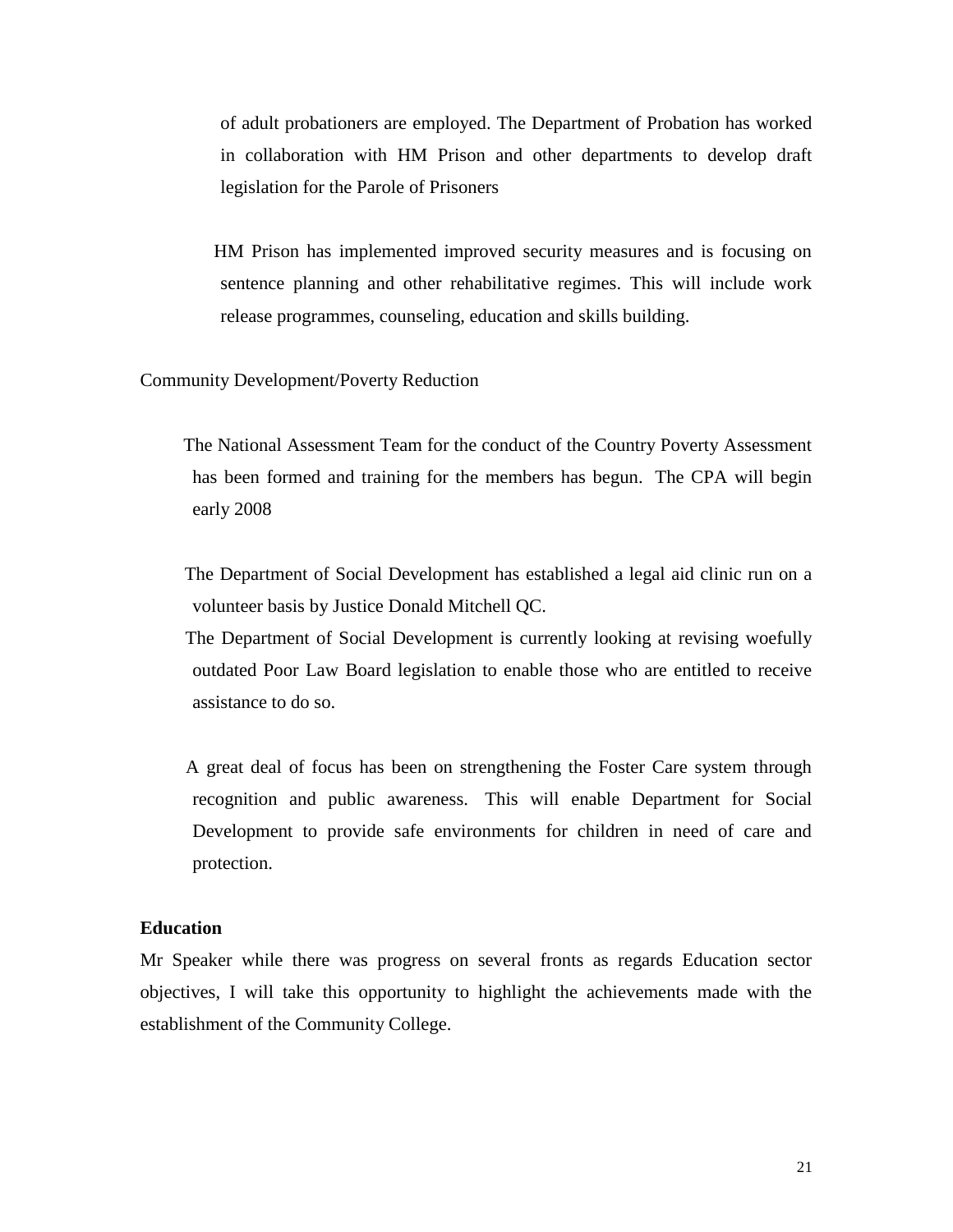of adult probationers are employed. The Department of Probation has worked in collaboration with HM Prison and other departments to develop draft legislation for the Parole of Prisoners

HM Prison has implemented improved security measures and is focusing on sentence planning and other rehabilitative regimes. This will include work release programmes, counseling, education and skills building.

Community Development/Poverty Reduction

The National Assessment Team for the conduct of the Country Poverty Assessment has been formed and training for the members has begun. The CPA will begin early 2008

The Department of Social Development has established a legal aid clinic run on a volunteer basis by Justice Donald Mitchell QC.

The Department of Social Development is currently looking at revising woefully outdated Poor Law Board legislation to enable those who are entitled to receive assistance to do so.

A great deal of focus has been on strengthening the Foster Care system through recognition and public awareness. This will enable Department for Social Development to provide safe environments for children in need of care and protection.

**Education**

Mr Speaker while there was progress on several fronts as regards Education sector objectives, I will take this opportunity to highlight the achievements made with the establishment of the Community College.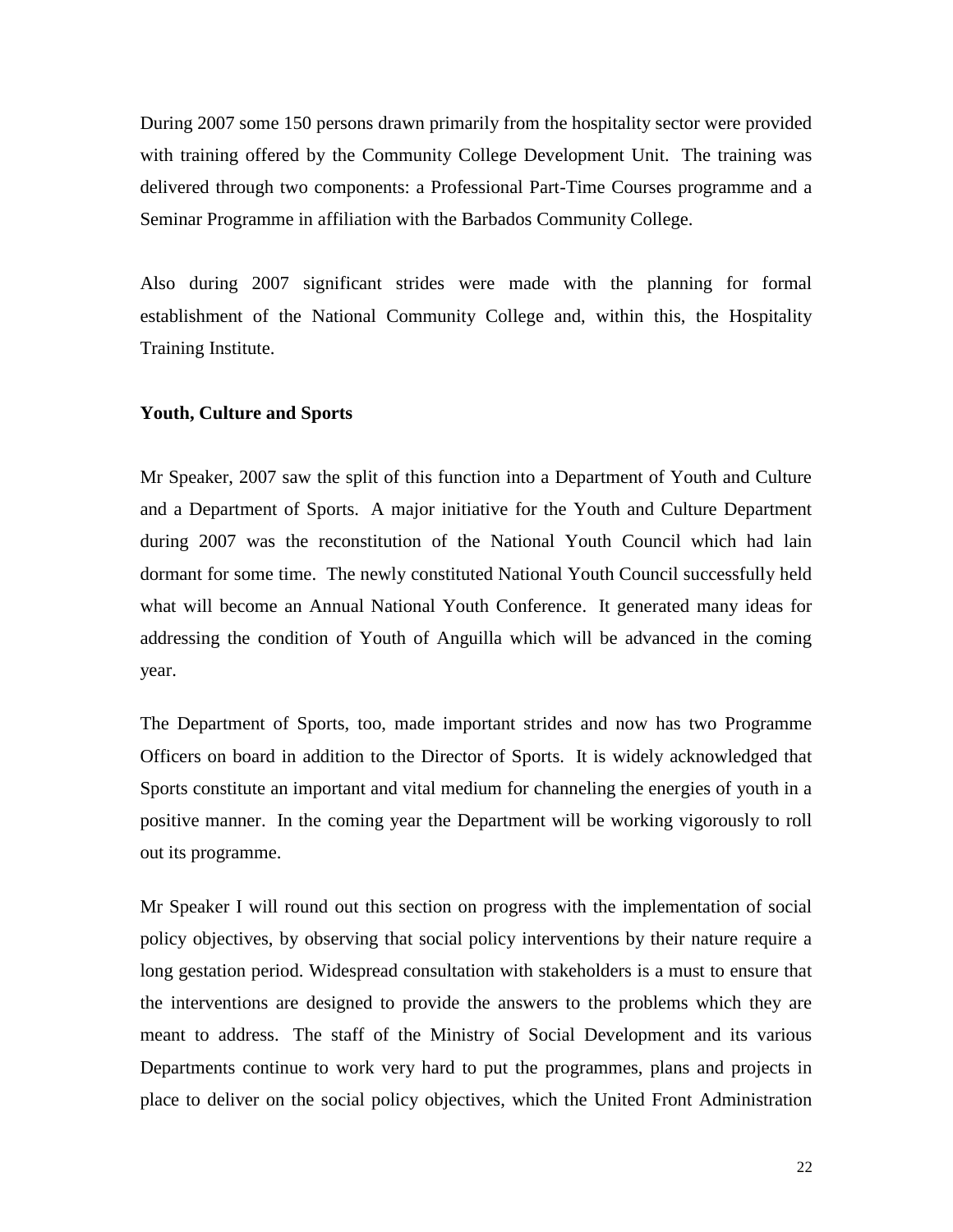During 2007 some 150 persons drawn primarily from the hospitality sector were provided with training offered by the Community College Development Unit. The training was delivered through two components: a Professional Part-Time Courses programme and a Seminar Programme in affiliation with the Barbados Community College.

Also during 2007 significant strides were made with the planning for formal establishment of the National Community College and, within this, the Hospitality Training Institute.

**Youth, Culture and Sports**

Mr Speaker, 2007 saw the split of this function into a Department of Youth and Culture and a Department of Sports. A major initiative for the Youth and Culture Department during 2007 was the reconstitution of the National Youth Council which had lain dormant for some time. The newly constituted National Youth Council successfully held what will become an Annual National Youth Conference. It generated many ideas for addressing the condition of Youth of Anguilla which will be advanced in the coming year.

The Department of Sports, too, made important strides and now has two Programme Officers on board in addition to the Director of Sports. It is widely acknowledged that Sports constitute an important and vital medium for channeling the energies of youth in a positive manner. In the coming year the Department will be working vigorously to roll out its programme.

Mr Speaker I will round out this section on progress with the implementation of social policy objectives, by observing that social policy interventions by their nature require a long gestation period. Widespread consultation with stakeholders is a must to ensure that the interventions are designed to provide the answers to the problems which they are meant to address. The staff of the Ministry of Social Development and its various Departments continue to work very hard to put the programmes, plans and projects in place to deliver on the social policy objectives, which the United Front Administration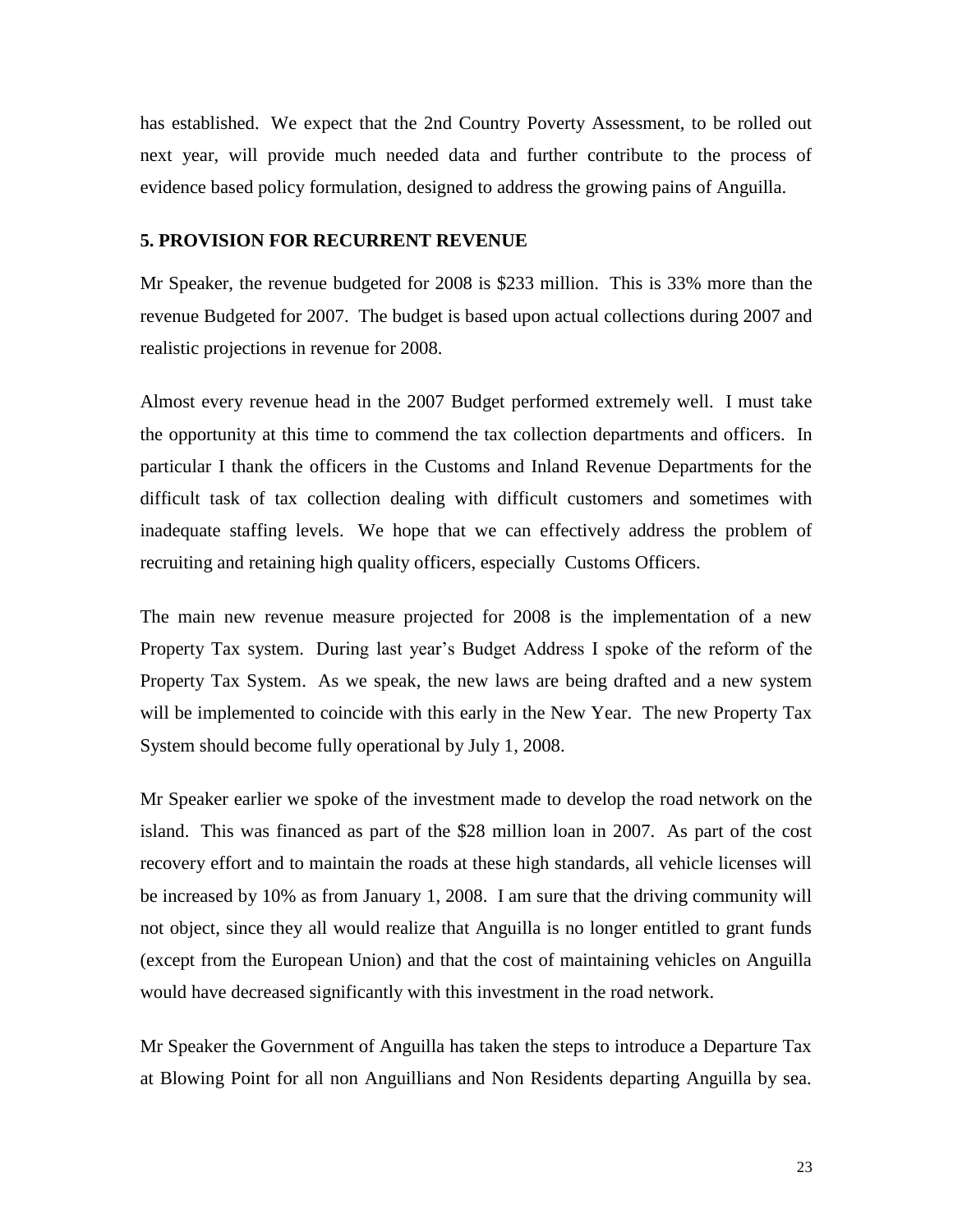has established. We expect that the 2nd Country Poverty Assessment, to be rolled out next year, will provide much needed data and further contribute to the process of evidence based policy formulation, designed to address the growing pains of Anguilla.

### 5. PROVISION FOR RECURRENT REVENUE

Mr Speaker, the revenue budgeted for 2008 is $233 million. This is 33% more than the revenue Budgeted for 2007. The budget is based upon actual collections during 2007 and realistic projections in revenue for 2008.

Almost every revenue head in the 2007 Budget performed extremely well. I must take the opportunity at this time to commend the tax collection departments and officers. In particular I thank the officers in the Customs and Inland Revenue Departments for the difficult task of tax collection dealing with difficult customers and sometimes with inadequate staffing levels. We hope that we can effectively address the problem of recruiting and retaining high quality officers, especially Customs Officers.

The main new revenue measure projected for 2008 is the implementation of a new Property Tax system. During last year's Budget Address I spoke of the reform of the Property Tax System. As we speak, the new laws are being drafted and a new system will be implemented to coincide with this early in the New Year. The new Property Tax System should become fully operational by July 1, 2008.

Mr Speaker earlier we spoke of the investment made to develop the road network on the island. This was financed as part of the $28 million loan in 2007. As part of the cost recovery effort and to maintain the roads at these high standards, all vehicle licenses will be increased by 10% as from January 1, 2008. I am sure that the driving community will not object, since they all would realize that Anguilla is no longer entitled to grant funds (except from the European Union) and that the cost of maintaining vehicles on Anguilla would have decreased significantly with this investment in the road network.

Mr Speaker the Government of Anguilla has taken the steps to introduce a Departure Tax at Blowing Point for all non Anguillians and Non Residents departing Anguilla by sea.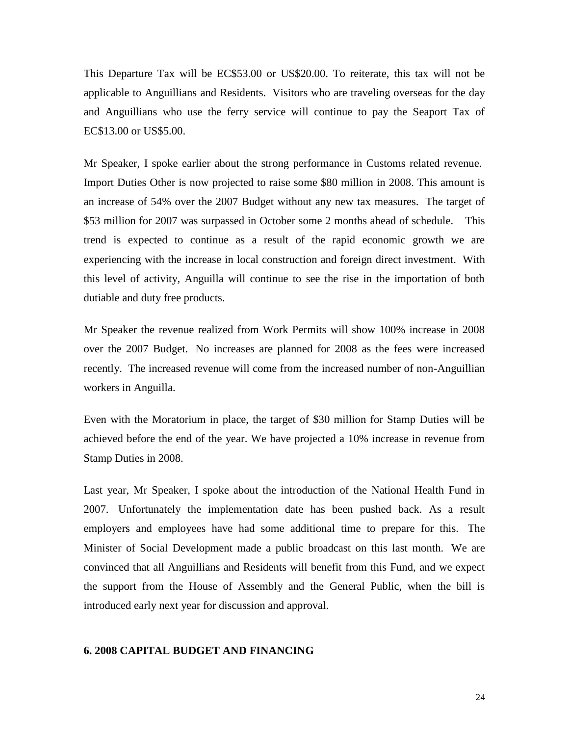This Departure Tax will be EC$53.00 or US$20.00. To reiterate, this tax will not be applicable to Anguillians and Residents. Visitors who are traveling overseas for the day and Anguillians who use the ferry service will continue to pay the Seaport Tax of EC$13.00 or US$5.00.

Mr Speaker, I spoke earlier about the strong performance in Customs related revenue. Import Duties Other is now projected to raise some $80 million in 2008. This amount is an increase of 54% over the 2007 Budget without any new tax measures. The target of $53 million for 2007 was surpassed in October some 2 months ahead of schedule. This trend is expected to continue as a result of the rapid economic growth we are experiencing with the increase in local construction and foreign direct investment. With this level of activity, Anguilla will continue to see the rise in the importation of both dutiable and duty free products.

Mr Speaker the revenue realized from Work Permits will show 100% increase in 2008 over the 2007 Budget. No increases are planned for 2008 as the fees were increased recently. The increased revenue will come from the increased number of non-Anguillian workers in Anguilla.

Even with the Moratorium in place, the target of $30 million for Stamp Duties will be achieved before the end of the year. We have projected a 10% increase in revenue from Stamp Duties in 2008.

Last year, Mr Speaker, I spoke about the introduction of the National Health Fund in 2007. Unfortunately the implementation date has been pushed back. As a result employers and employees have had some additional time to prepare for this. The Minister of Social Development made a public broadcast on this last month. We are convinced that all Anguillians and Residents will benefit from this Fund, and we expect the support from the House of Assembly and the General Public, when the bill is introduced early next year for discussion and approval.

## 6. 2008 CAPITAL BUDGET AND FINANCING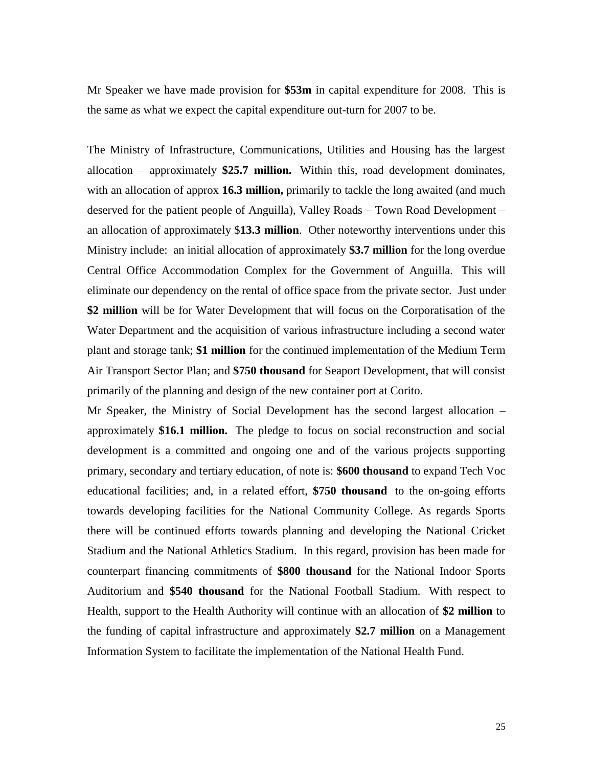Mr Speaker we have made provision for **$53m** in capital expenditure for 2008. This is the same as what we expect the capital expenditure out-turn for 2007 to be.

The Ministry of Infrastructure, Communications, Utilities and Housing has the largest allocation – approximately **$25.7 million.** Within this, road development dominates, with an allocation of approx **16.3 million,** primarily to tackle the long awaited (and much deserved for the patient people of Anguilla), Valley Roads – Town Road Development – an allocation of approximately $**13.3 million**. Other noteworthy interventions under this Ministry include: an initial allocation of approximately **$3.7 million** for the long overdue Central Office Accommodation Complex for the Government of Anguilla. This will eliminate our dependency on the rental of office space from the private sector. Just under **$2 million** will be for Water Development that will focus on the Corporatisation of the Water Department and the acquisition of various infrastructure including a second water plant and storage tank; **$1 million** for the continued implementation of the Medium Term Air Transport Sector Plan; and **$750 thousand** for Seaport Development, that will consist primarily of the planning and design of the new container port at Corito.

Mr Speaker, the Ministry of Social Development has the second largest allocation – approximately **$16.1 million.** The pledge to focus on social reconstruction and social development is a committed and ongoing one and of the various projects supporting primary, secondary and tertiary education, of note is: **$600 thousand** to expand Tech Voc educational facilities; and, in a related effort, **$750 thousand** to the on-going efforts towards developing facilities for the National Community College. As regards Sports there will be continued efforts towards planning and developing the National Cricket Stadium and the National Athletics Stadium. In this regard, provision has been made for counterpart financing commitments of **$800 thousand** for the National Indoor Sports Auditorium and **$540 thousand** for the National Football Stadium. With respect to Health, support to the Health Authority will continue with an allocation of **$2 million** to the funding of capital infrastructure and approximately **$2.7 million** on a Management Information System to facilitate the implementation of the National Health Fund.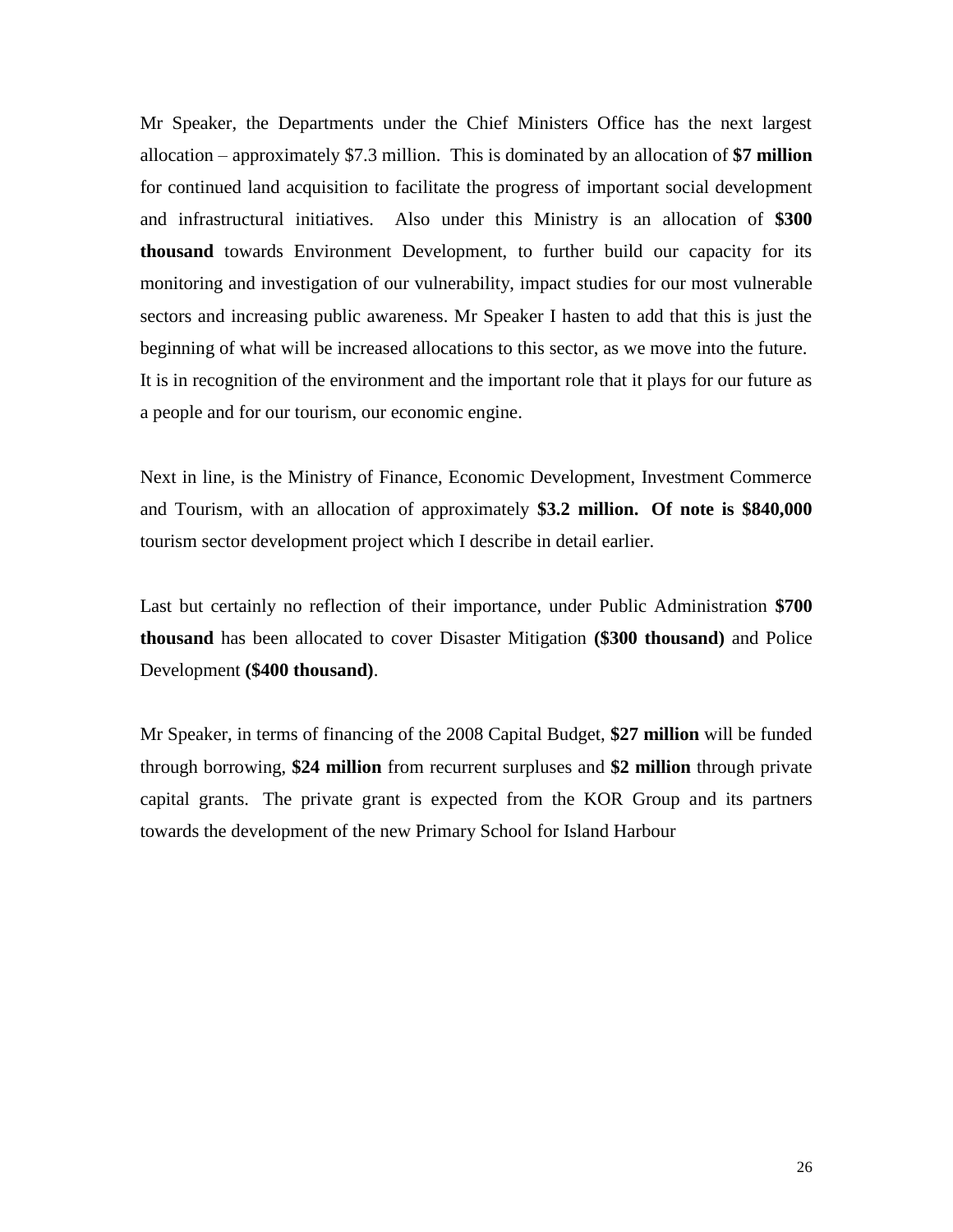Mr Speaker, the Departments under the Chief Ministers Office has the next largest allocation – approximately $7.3 million. This is dominated by an allocation of **$7 million** for continued land acquisition to facilitate the progress of important social development and infrastructural initiatives. Also under this Ministry is an allocation of **$300 thousand** towards Environment Development, to further build our capacity for its monitoring and investigation of our vulnerability, impact studies for our most vulnerable sectors and increasing public awareness. Mr Speaker I hasten to add that this is just the beginning of what will be increased allocations to this sector, as we move into the future. It is in recognition of the environment and the important role that it plays for our future as a people and for our tourism, our economic engine.

Next in line, is the Ministry of Finance, Economic Development, Investment Commerce and Tourism, with an allocation of approximately **$3.2 million. Of note is $840,000** tourism sector development project which I describe in detail earlier.

Last but certainly no reflection of their importance, under Public Administration **$700 thousand** has been allocated to cover Disaster Mitigation **($300 thousand)** and Police Development **($400 thousand)**.

Mr Speaker, in terms of financing of the 2008 Capital Budget, **$27 million** will be funded through borrowing, **$24 million** from recurrent surpluses and **$2 million** through private capital grants. The private grant is expected from the KOR Group and its partners towards the development of the new Primary School for Island Harbour